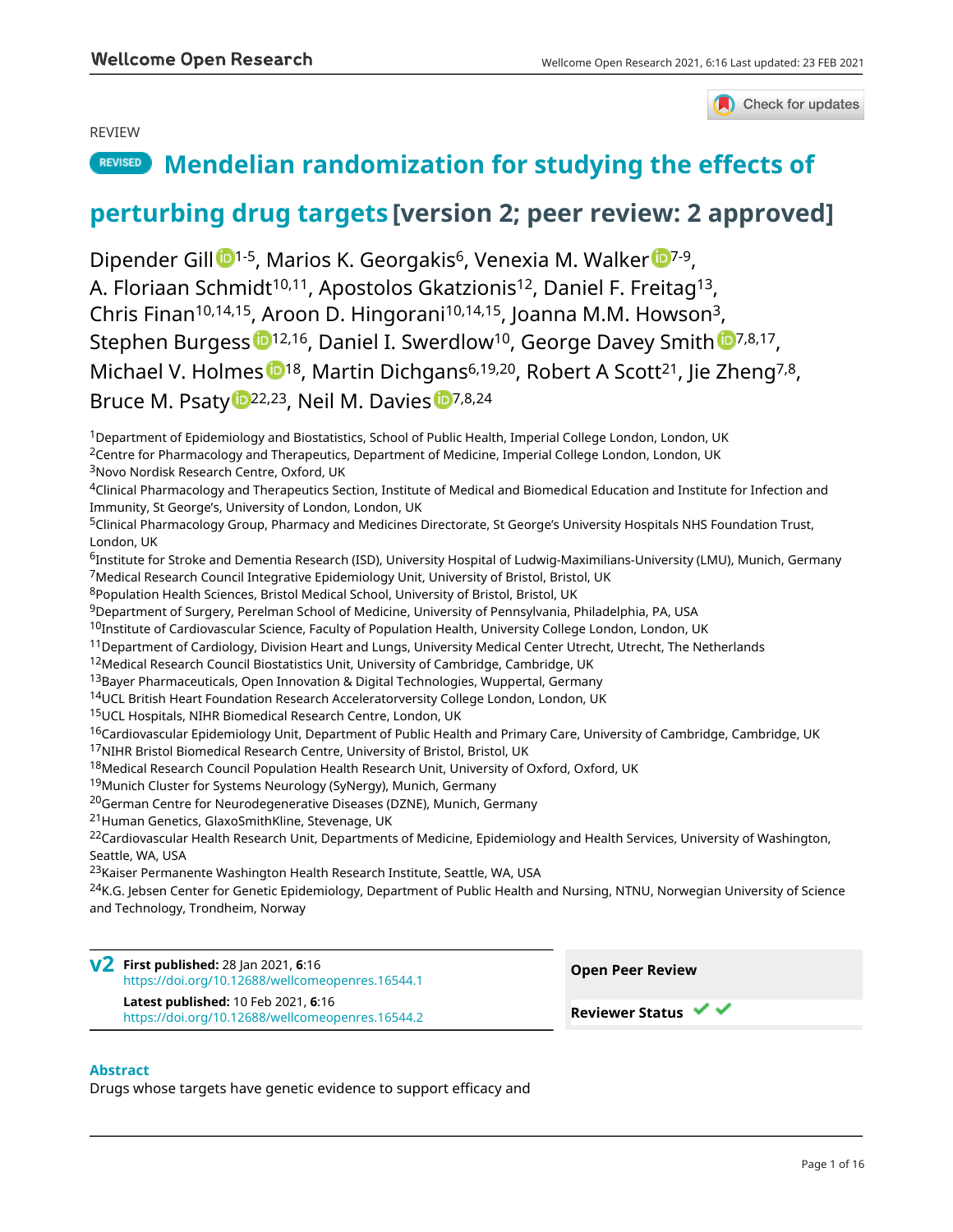REVIEW

# REVISED Mendelian randomization for studying the effects of perturbing drug targets [version 2; peer review: 2 approved]

Dipender Gill[1-5], Marios K. Georgakis[6], Venexia M. Walker[7-9], A. Floriaan Schmidt[10,11], Apostolos Gkatzionis[12], Daniel F. Freitag[13], Chris Finan[10,14,15], Aroon D. Hingorani[10,14,15], Joanna M.M. Howson[3], Stephen Burgess[12,16], Daniel I. Swerdlow[10], George Davey Smith[7,8,17], Michael V. Holmes[18], Martin Dichgans[6,19,20], Robert A Scott[21], Jie Zheng[7,8], Bruce M. Psaty[22,23], Neil M. Davies[7,8,24]

[1]Department of Epidemiology and Biostatistics, School of Public Health, Imperial College London, London, UK
[2]Centre for Pharmacology and Therapeutics, Department of Medicine, Imperial College London, London, UK
[3]Novo Nordisk Research Centre, Oxford, UK
[4]Clinical Pharmacology and Therapeutics Section, Institute of Medical and Biomedical Education and Institute for Infection and Immunity, St George's, University of London, London, UK
[5]Clinical Pharmacology Group, Pharmacy and Medicines Directorate, St George's University Hospitals NHS Foundation Trust, London, UK
[6]Institute for Stroke and Dementia Research (ISD), University Hospital of Ludwig-Maximilians-University (LMU), Munich, Germany
[7]Medical Research Council Integrative Epidemiology Unit, University of Bristol, Bristol, UK
[8]Population Health Sciences, Bristol Medical School, University of Bristol, Bristol, UK
[9]Department of Surgery, Perelman School of Medicine, University of Pennsylvania, Philadelphia, PA, USA
[10]Institute of Cardiovascular Science, Faculty of Population Health, University College London, London, UK
[11]Department of Cardiology, Division Heart and Lungs, University Medical Center Utrecht, Utrecht, The Netherlands
[12]Medical Research Council Biostatistics Unit, University of Cambridge, Cambridge, UK
[13]Bayer Pharmaceuticals, Open Innovation & Digital Technologies, Wuppertal, Germany
[14]UCL British Heart Foundation Research Acceleratorversity College London, London, UK
[15]UCL Hospitals, NIHR Biomedical Research Centre, London, UK
[16]Cardiovascular Epidemiology Unit, Department of Public Health and Primary Care, University of Cambridge, Cambridge, UK
[17]NIHR Bristol Biomedical Research Centre, University of Bristol, Bristol, UK
[18]Medical Research Council Population Health Research Unit, University of Oxford, Oxford, UK
[19]Munich Cluster for Systems Neurology (SyNergy), Munich, Germany
[20]German Centre for Neurodegenerative Diseases (DZNE), Munich, Germany
[21]Human Genetics, GlaxoSmithKline, Stevenage, UK
[22]Cardiovascular Health Research Unit, Departments of Medicine, Epidemiology and Health Services, University of Washington, Seattle, WA, USA
[23]Kaiser Permanente Washington Health Research Institute, Seattle, WA, USA
[24]K.G. Jebsen Center for Genetic Epidemiology, Department of Public Health and Nursing, NTNU, Norwegian University of Science and Technology, Trondheim, Norway

**v2** **First published:** 28 Jan 2021, **6**:16
https://doi.org/10.12688/wellcomeopenres.16544.1

**Latest published:** 10 Feb 2021, **6**:16
https://doi.org/10.12688/wellcomeopenres.16544.2

**Open Peer Review**

**Reviewer Status** ✔ ✔

## Abstract

Drugs whose targets have genetic evidence to support efficacy and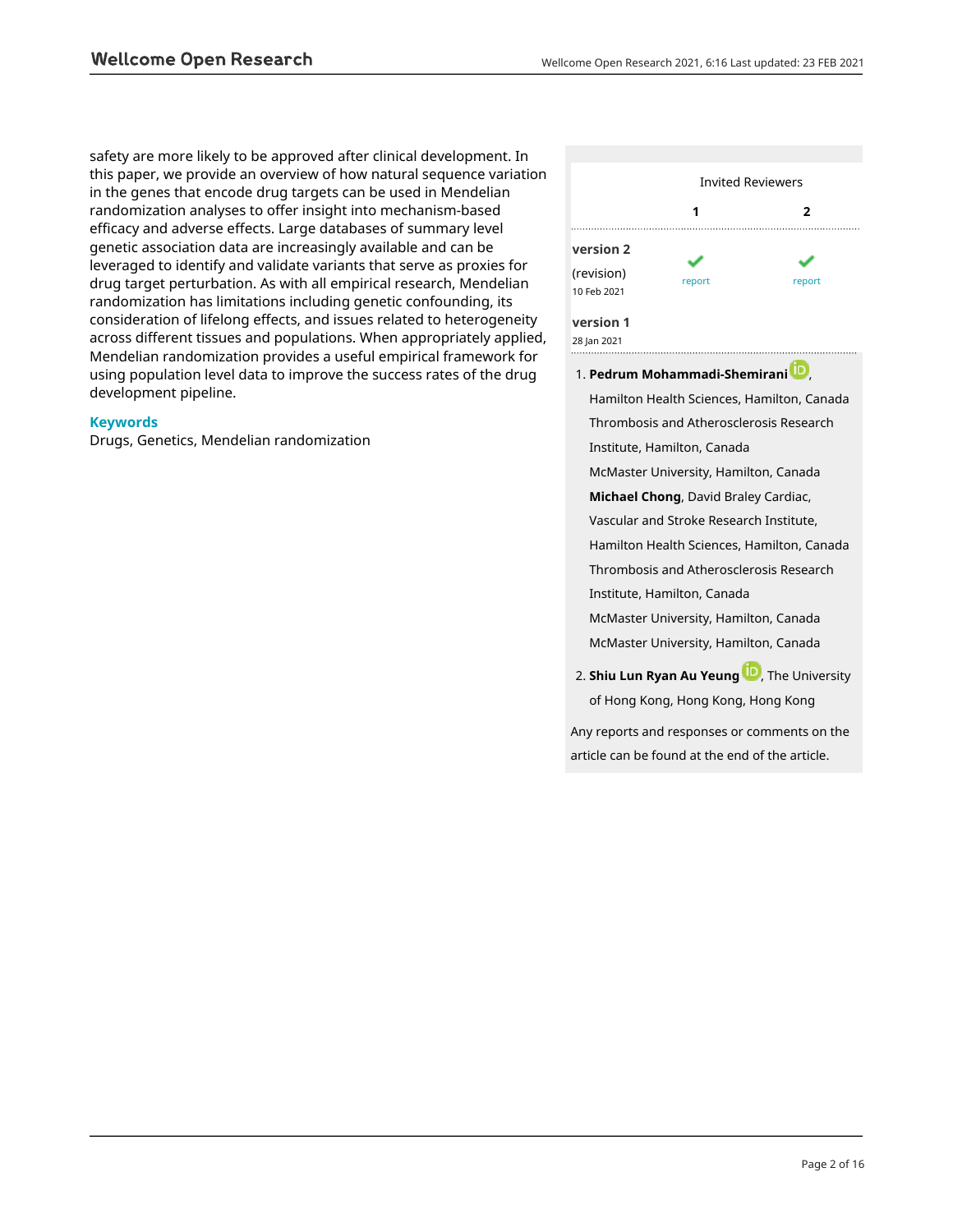safety are more likely to be approved after clinical development. In this paper, we provide an overview of how natural sequence variation in the genes that encode drug targets can be used in Mendelian randomization analyses to offer insight into mechanism-based efficacy and adverse effects. Large databases of summary level genetic association data are increasingly available and can be leveraged to identify and validate variants that serve as proxies for drug target perturbation. As with all empirical research, Mendelian randomization has limitations including genetic confounding, its consideration of lifelong effects, and issues related to heterogeneity across different tissues and populations. When appropriately applied, Mendelian randomization provides a useful empirical framework for using population level data to improve the success rates of the drug development pipeline.

**Keywords**

Drugs, Genetics, Mendelian randomization

| | Invited Reviewers | |
|---|---|---|
| | **1** | **2** |
| **version 2** (revision) 10 Feb 2021 | ✓ report | ✓ report |
| **version 1** 28 Jan 2021 | | |

1. **Pedrum Mohammadi-Shemirani**, Hamilton Health Sciences, Hamilton, Canada
Thrombosis and Atherosclerosis Research Institute, Hamilton, Canada
McMaster University, Hamilton, Canada
**Michael Chong**, David Braley Cardiac, Vascular and Stroke Research Institute, Hamilton Health Sciences, Hamilton, Canada
Thrombosis and Atherosclerosis Research Institute, Hamilton, Canada
McMaster University, Hamilton, Canada
McMaster University, Hamilton, Canada

2. **Shiu Lun Ryan Au Yeung**, The University of Hong Kong, Hong Kong, Hong Kong

Any reports and responses or comments on the article can be found at the end of the article.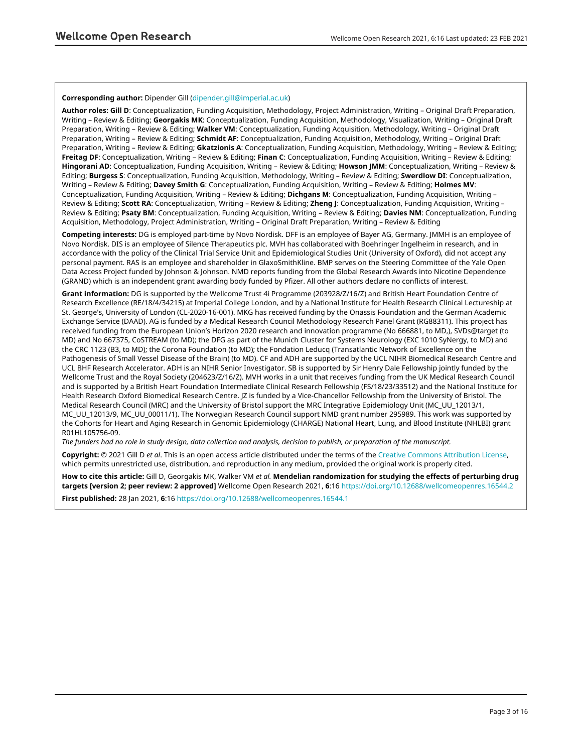**Corresponding author:** Dipender Gill (dipender.gill@imperial.ac.uk)

**Author roles: Gill D**: Conceptualization, Funding Acquisition, Methodology, Project Administration, Writing – Original Draft Preparation, Writing – Review & Editing; **Georgakis MK**: Conceptualization, Funding Acquisition, Methodology, Visualization, Writing – Original Draft Preparation, Writing – Review & Editing; **Walker VM**: Conceptualization, Funding Acquisition, Methodology, Writing – Original Draft Preparation, Writing – Review & Editing; **Schmidt AF**: Conceptualization, Funding Acquisition, Methodology, Writing – Original Draft Preparation, Writing – Review & Editing; **Gkatzionis A**: Conceptualization, Funding Acquisition, Methodology, Writing – Review & Editing; **Freitag DF**: Conceptualization, Writing – Review & Editing; **Finan C**: Conceptualization, Funding Acquisition, Writing – Review & Editing; **Hingorani AD**: Conceptualization, Funding Acquisition, Writing – Review & Editing; **Howson JMM**: Conceptualization, Writing – Review & Editing; **Burgess S**: Conceptualization, Funding Acquisition, Methodology, Writing – Review & Editing; **Swerdlow DI**: Conceptualization, Writing – Review & Editing; **Davey Smith G**: Conceptualization, Funding Acquisition, Writing – Review & Editing; **Holmes MV**: Conceptualization, Funding Acquisition, Writing – Review & Editing; **Dichgans M**: Conceptualization, Funding Acquisition, Writing – Review & Editing; **Scott RA**: Conceptualization, Writing – Review & Editing; **Zheng J**: Conceptualization, Funding Acquisition, Writing – Review & Editing; **Psaty BM**: Conceptualization, Funding Acquisition, Writing – Review & Editing; **Davies NM**: Conceptualization, Funding Acquisition, Methodology, Project Administration, Writing – Original Draft Preparation, Writing – Review & Editing

**Competing interests:** DG is employed part-time by Novo Nordisk. DFF is an employee of Bayer AG, Germany. JMMH is an employee of Novo Nordisk. DIS is an employee of Silence Therapeutics plc. MVH has collaborated with Boehringer Ingelheim in research, and in accordance with the policy of the Clinical Trial Service Unit and Epidemiological Studies Unit (University of Oxford), did not accept any personal payment. RAS is an employee and shareholder in GlaxoSmithKline. BMP serves on the Steering Committee of the Yale Open Data Access Project funded by Johnson & Johnson. NMD reports funding from the Global Research Awards into Nicotine Dependence (GRAND) which is an independent grant awarding body funded by Pfizer. All other authors declare no conflicts of interest.

**Grant information:** DG is supported by the Wellcome Trust 4i Programme (203928/Z/16/Z) and British Heart Foundation Centre of Research Excellence (RE/18/4/34215) at Imperial College London, and by a National Institute for Health Research Clinical Lectureship at St. George's, University of London (CL-2020-16-001). MKG has received funding by the Onassis Foundation and the German Academic Exchange Service (DAAD). AG is funded by a Medical Research Council Methodology Research Panel Grant (RG88311). This project has received funding from the European Union's Horizon 2020 research and innovation programme (No 666881, to MD,), SVDs@target (to MD) and No 667375, CoSTREAM (to MD); the DFG as part of the Munich Cluster for Systems Neurology (EXC 1010 SyNergy, to MD) and the CRC 1123 (B3, to MD); the Corona Foundation (to MD); the Fondation Leducq (Transatlantic Network of Excellence on the Pathogenesis of Small Vessel Disease of the Brain) (to MD). CF and ADH are supported by the UCL NIHR Biomedical Research Centre and UCL BHF Research Accelerator. ADH is an NIHR Senior Investigator. SB is supported by Sir Henry Dale Fellowship jointly funded by the Wellcome Trust and the Royal Society (204623/Z/16/Z). MVH works in a unit that receives funding from the UK Medical Research Council and is supported by a British Heart Foundation Intermediate Clinical Research Fellowship (FS/18/23/33512) and the National Institute for Health Research Oxford Biomedical Research Centre. JZ is funded by a Vice-Chancellor Fellowship from the University of Bristol. The Medical Research Council (MRC) and the University of Bristol support the MRC Integrative Epidemiology Unit (MC_UU_12013/1, MC_UU_12013/9, MC_UU_00011/1). The Norwegian Research Council support NMD grant number 295989. This work was supported by the Cohorts for Heart and Aging Research in Genomic Epidemiology (CHARGE) National Heart, Lung, and Blood Institute (NHLBI) grant R01HL105756-09.

*The funders had no role in study design, data collection and analysis, decision to publish, or preparation of the manuscript.*

**Copyright:** © 2021 Gill D *et al*. This is an open access article distributed under the terms of the Creative Commons Attribution License, which permits unrestricted use, distribution, and reproduction in any medium, provided the original work is properly cited.

**How to cite this article:** Gill D, Georgakis MK, Walker VM *et al.* **Mendelian randomization for studying the effects of perturbing drug targets [version 2; peer review: 2 approved]** Wellcome Open Research 2021, **6**:16 https://doi.org/10.12688/wellcomeopenres.16544.2

**First published:** 28 Jan 2021, **6**:16 https://doi.org/10.12688/wellcomeopenres.16544.1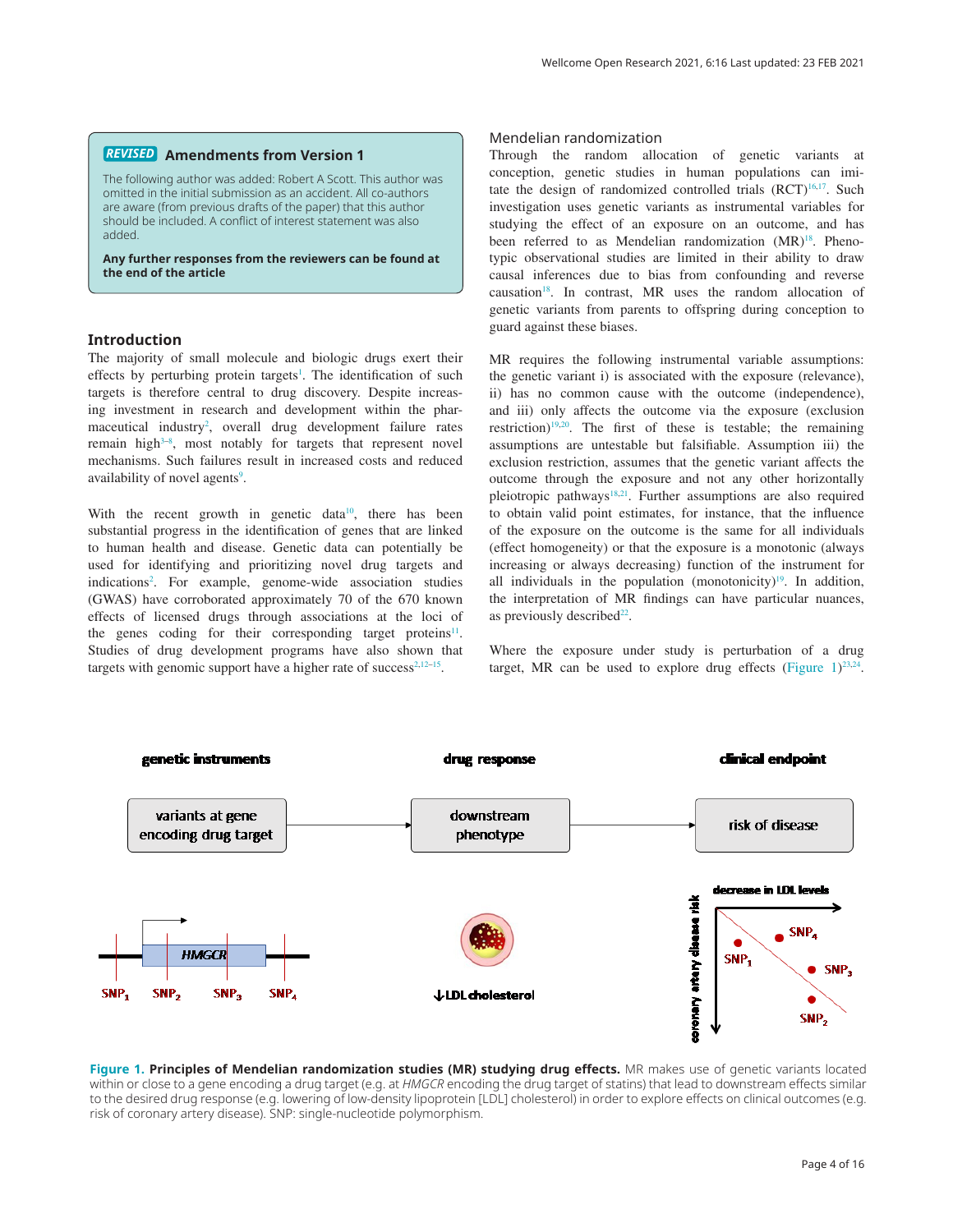**REVISED** **Amendments from Version 1**

The following author was added: Robert A Scott. This author was omitted in the initial submission as an accident. All co-authors are aware (from previous drafts of the paper) that this author should be included. A conflict of interest statement was also added.

**Any further responses from the reviewers can be found at the end of the article**

## Introduction

The majority of small molecule and biologic drugs exert their effects by perturbing protein targets[1]. The identification of such targets is therefore central to drug discovery. Despite increasing investment in research and development within the pharmaceutical industry[2], overall drug development failure rates remain high[3–8], most notably for targets that represent novel mechanisms. Such failures result in increased costs and reduced availability of novel agents[9].

With the recent growth in genetic data[10], there has been substantial progress in the identification of genes that are linked to human health and disease. Genetic data can potentially be used for identifying and prioritizing novel drug targets and indications[2]. For example, genome-wide association studies (GWAS) have corroborated approximately 70 of the 670 known effects of licensed drugs through associations at the loci of the genes coding for their corresponding target proteins[11]. Studies of drug development programs have also shown that targets with genomic support have a higher rate of success[2,12–15].

## Mendelian randomization

Through the random allocation of genetic variants at conception, genetic studies in human populations can imitate the design of randomized controlled trials (RCT)[16,17]. Such investigation uses genetic variants as instrumental variables for studying the effect of an exposure on an outcome, and has been referred to as Mendelian randomization (MR)[18]. Phenotypic observational studies are limited in their ability to draw causal inferences due to bias from confounding and reverse causation[18]. In contrast, MR uses the random allocation of genetic variants from parents to offspring during conception to guard against these biases.

MR requires the following instrumental variable assumptions: the genetic variant i) is associated with the exposure (relevance), ii) has no common cause with the outcome (independence), and iii) only affects the outcome via the exposure (exclusion restriction)[19,20]. The first of these is testable; the remaining assumptions are untestable but falsifiable. Assumption iii) the exclusion restriction, assumes that the genetic variant affects the outcome through the exposure and not any other horizontally pleiotropic pathways[18,21]. Further assumptions are also required to obtain valid point estimates, for instance, that the influence of the exposure on the outcome is the same for all individuals (effect homogeneity) or that the exposure is a monotonic (always increasing or always decreasing) function of the instrument for all individuals in the population (monotonicity)[19]. In addition, the interpretation of MR findings can have particular nuances, as previously described[22].

Where the exposure under study is perturbation of a drug target, MR can be used to explore drug effects (Figure 1)[23,24].

**Figure 1. Principles of Mendelian randomization studies (MR) studying drug effects.** MR makes use of genetic variants located within or close to a gene encoding a drug target (e.g. at *HMGCR* encoding the drug target of statins) that lead to downstream effects similar to the desired drug response (e.g. lowering of low-density lipoprotein [LDL] cholesterol) in order to explore effects on clinical outcomes (e.g. risk of coronary artery disease). SNP: single-nucleotide polymorphism.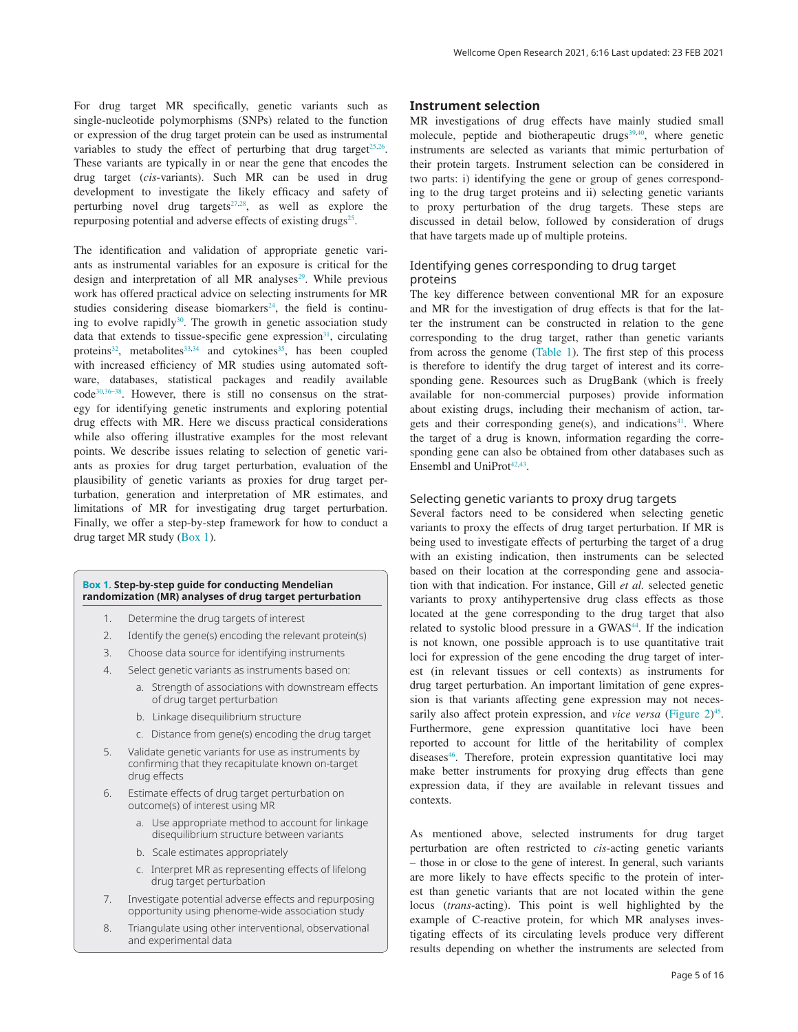For drug target MR specifically, genetic variants such as single-nucleotide polymorphisms (SNPs) related to the function or expression of the drug target protein can be used as instrumental variables to study the effect of perturbing that drug target[25,26]. These variants are typically in or near the gene that encodes the drug target (*cis*-variants). Such MR can be used in drug development to investigate the likely efficacy and safety of perturbing novel drug targets[27,28], as well as explore the repurposing potential and adverse effects of existing drugs[25].

The identification and validation of appropriate genetic variants as instrumental variables for an exposure is critical for the design and interpretation of all MR analyses[29]. While previous work has offered practical advice on selecting instruments for MR studies considering disease biomarkers[24], the field is continuing to evolve rapidly[30]. The growth in genetic association study data that extends to tissue-specific gene expression[31], circulating proteins[32], metabolites[33,34] and cytokines[35], has been coupled with increased efficiency of MR studies using automated software, databases, statistical packages and readily available code[30,36–38]. However, there is still no consensus on the strategy for identifying genetic instruments and exploring potential drug effects with MR. Here we discuss practical considerations while also offering illustrative examples for the most relevant points. We describe issues relating to selection of genetic variants as proxies for drug target perturbation, evaluation of the plausibility of genetic variants as proxies for drug target perturbation, generation and interpretation of MR estimates, and limitations of MR for investigating drug target perturbation. Finally, we offer a step-by-step framework for how to conduct a drug target MR study (Box 1).

**Box 1. Step-by-step guide for conducting Mendelian randomization (MR) analyses of drug target perturbation**

1. Determine the drug targets of interest
2. Identify the gene(s) encoding the relevant protein(s)
3. Choose data source for identifying instruments
4. Select genetic variants as instruments based on:
    a. Strength of associations with downstream effects of drug target perturbation
    b. Linkage disequilibrium structure
    c. Distance from gene(s) encoding the drug target
5. Validate genetic variants for use as instruments by confirming that they recapitulate known on-target drug effects
6. Estimate effects of drug target perturbation on outcome(s) of interest using MR
    a. Use appropriate method to account for linkage disequilibrium structure between variants
    b. Scale estimates appropriately
    c. Interpret MR as representing effects of lifelong drug target perturbation
7. Investigate potential adverse effects and repurposing opportunity using phenome-wide association study
8. Triangulate using other interventional, observational and experimental data

## Instrument selection

MR investigations of drug effects have mainly studied small molecule, peptide and biotherapeutic drugs[39,40], where genetic instruments are selected as variants that mimic perturbation of their protein targets. Instrument selection can be considered in two parts: i) identifying the gene or group of genes corresponding to the drug target proteins and ii) selecting genetic variants to proxy perturbation of the drug targets. These steps are discussed in detail below, followed by consideration of drugs that have targets made up of multiple proteins.

### Identifying genes corresponding to drug target proteins

The key difference between conventional MR for an exposure and MR for the investigation of drug effects is that for the latter the instrument can be constructed in relation to the gene corresponding to the drug target, rather than genetic variants from across the genome (Table 1). The first step of this process is therefore to identify the drug target of interest and its corresponding gene. Resources such as DrugBank (which is freely available for non-commercial purposes) provide information about existing drugs, including their mechanism of action, targets and their corresponding gene(s), and indications[41]. Where the target of a drug is known, information regarding the corresponding gene can also be obtained from other databases such as Ensembl and UniProt[42,43].

### Selecting genetic variants to proxy drug targets

Several factors need to be considered when selecting genetic variants to proxy the effects of drug target perturbation. If MR is being used to investigate effects of perturbing the target of a drug with an existing indication, then instruments can be selected based on their location at the corresponding gene and association with that indication. For instance, Gill *et al.* selected genetic variants to proxy antihypertensive drug class effects as those located at the gene corresponding to the drug target that also related to systolic blood pressure in a GWAS[44]. If the indication is not known, one possible approach is to use quantitative trait loci for expression of the gene encoding the drug target of interest (in relevant tissues or cell contexts) as instruments for drug target perturbation. An important limitation of gene expression is that variants affecting gene expression may not necessarily also affect protein expression, and *vice versa* (Figure 2)[45]. Furthermore, gene expression quantitative loci have been reported to account for little of the heritability of complex diseases[46]. Therefore, protein expression quantitative loci may make better instruments for proxying drug effects than gene expression data, if they are available in relevant tissues and contexts.

As mentioned above, selected instruments for drug target perturbation are often restricted to *cis*-acting genetic variants – those in or close to the gene of interest. In general, such variants are more likely to have effects specific to the protein of interest than genetic variants that are not located within the gene locus (*trans*-acting). This point is well highlighted by the example of C-reactive protein, for which MR analyses investigating effects of its circulating levels produce very different results depending on whether the instruments are selected from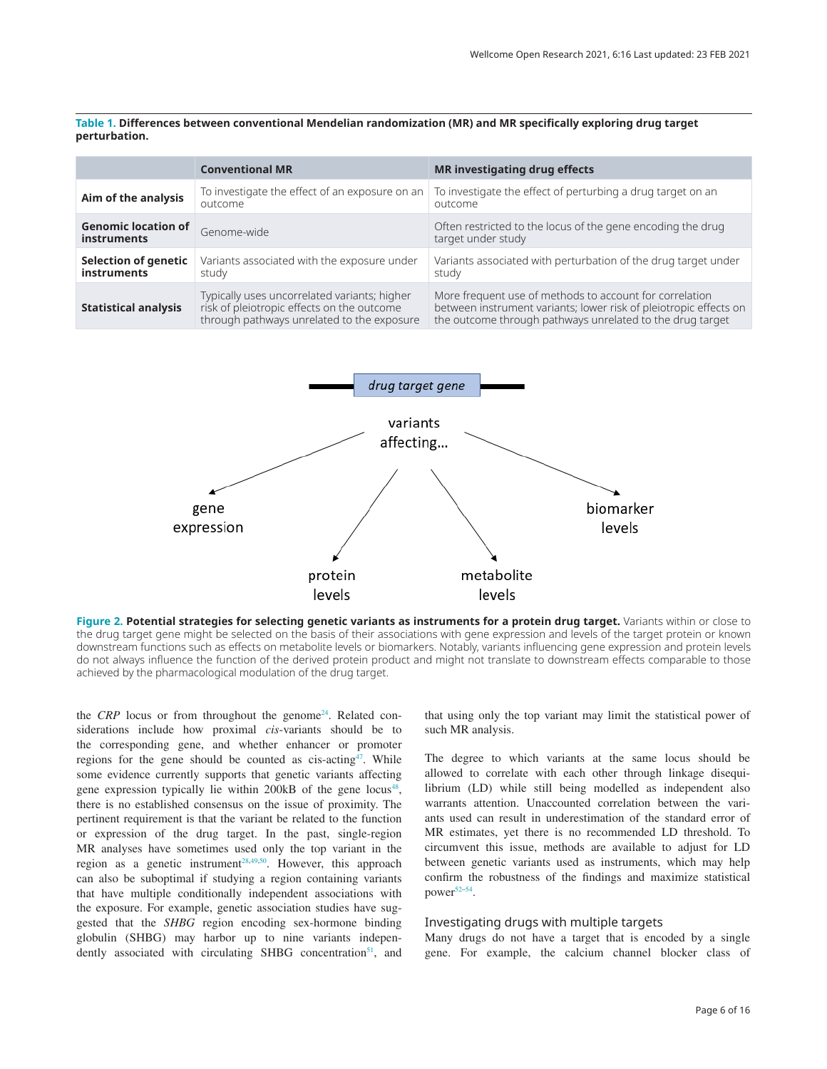**Table 1. Differences between conventional Mendelian randomization (MR) and MR specifically exploring drug target perturbation.**

| | Conventional MR | MR investigating drug effects |
|---|---|---|
| **Aim of the analysis** | To investigate the effect of an exposure on an outcome | To investigate the effect of perturbing a drug target on an outcome |
| **Genomic location of instruments** | Genome-wide | Often restricted to the locus of the gene encoding the drug target under study |
| **Selection of genetic instruments** | Variants associated with the exposure under study | Variants associated with perturbation of the drug target under study |
| **Statistical analysis** | Typically uses uncorrelated variants; higher risk of pleiotropic effects on the outcome through pathways unrelated to the exposure | More frequent use of methods to account for correlation between instrument variants; lower risk of pleiotropic effects on the outcome through pathways unrelated to the drug target |

**Figure 2. Potential strategies for selecting genetic variants as instruments for a protein drug target.** Variants within or close to the drug target gene might be selected on the basis of their associations with gene expression and levels of the target protein or known downstream functions such as effects on metabolite levels or biomarkers. Notably, variants influencing gene expression and protein levels do not always influence the function of the derived protein product and might not translate to downstream effects comparable to those achieved by the pharmacological modulation of the drug target.

the *CRP* locus or from throughout the genome[24]. Related considerations include how proximal *cis*-variants should be to the corresponding gene, and whether enhancer or promoter regions for the gene should be counted as cis-acting[47]. While some evidence currently supports that genetic variants affecting gene expression typically lie within 200kB of the gene locus[48], there is no established consensus on the issue of proximity. The pertinent requirement is that the variant be related to the function or expression of the drug target. In the past, single-region MR analyses have sometimes used only the top variant in the region as a genetic instrument[28,49,50]. However, this approach can also be suboptimal if studying a region containing variants that have multiple conditionally independent associations with the exposure. For example, genetic association studies have suggested that the *SHBG* region encoding sex-hormone binding globulin (SHBG) may harbor up to nine variants independently associated with circulating SHBG concentration[51], and that using only the top variant may limit the statistical power of such MR analysis.

The degree to which variants at the same locus should be allowed to correlate with each other through linkage disequilibrium (LD) while still being modelled as independent also warrants attention. Unaccounted correlation between the variants used can result in underestimation of the standard error of MR estimates, yet there is no recommended LD threshold. To circumvent this issue, methods are available to adjust for LD between genetic variants used as instruments, which may help confirm the robustness of the findings and maximize statistical power[52–54].

## Investigating drugs with multiple targets

Many drugs do not have a target that is encoded by a single gene. For example, the calcium channel blocker class of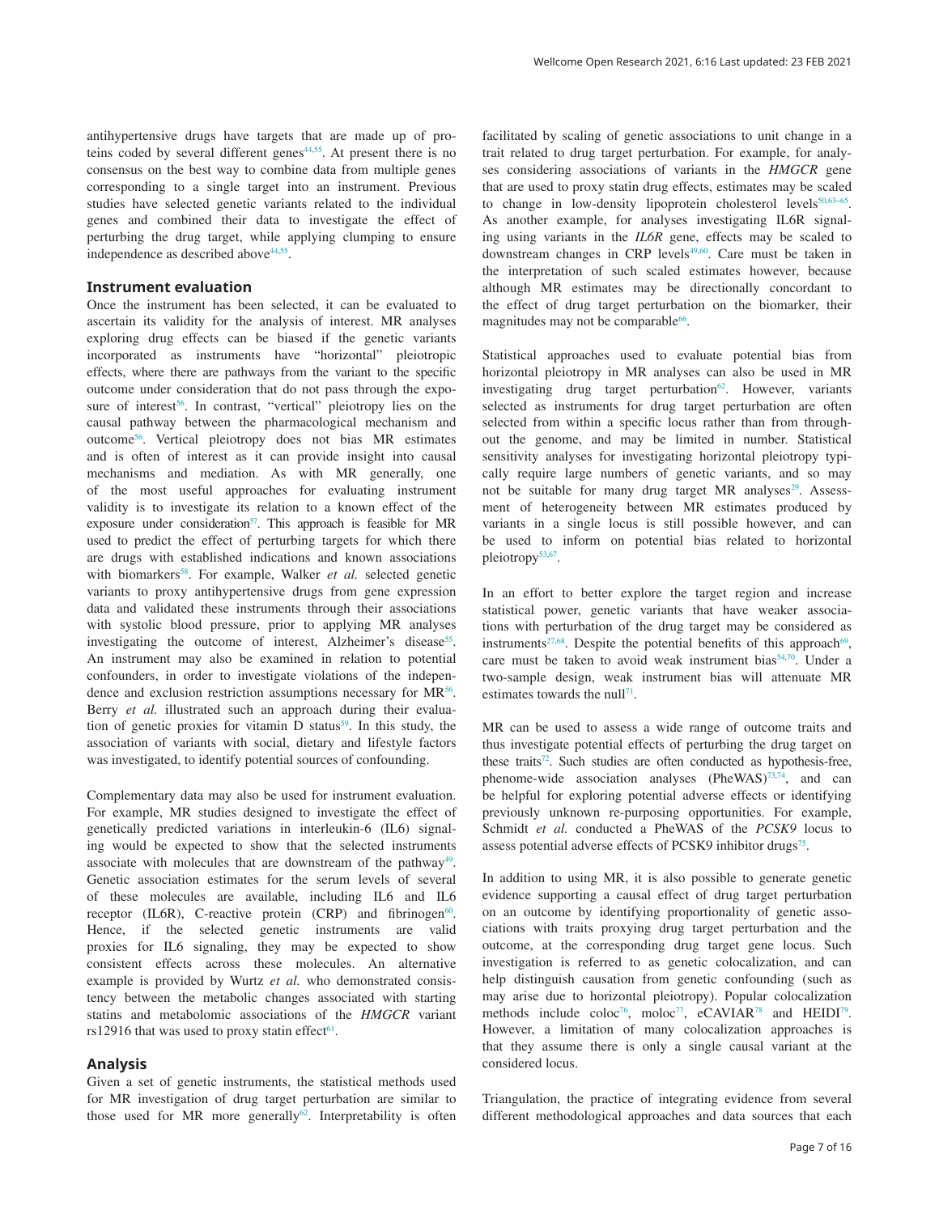antihypertensive drugs have targets that are made up of proteins coded by several different genes[44,55]. At present there is no consensus on the best way to combine data from multiple genes corresponding to a single target into an instrument. Previous studies have selected genetic variants related to the individual genes and combined their data to investigate the effect of perturbing the drug target, while applying clumping to ensure independence as described above[44,55].

### Instrument evaluation

Once the instrument has been selected, it can be evaluated to ascertain its validity for the analysis of interest. MR analyses exploring drug effects can be biased if the genetic variants incorporated as instruments have "horizontal" pleiotropic effects, where there are pathways from the variant to the specific outcome under consideration that do not pass through the exposure of interest[56]. In contrast, "vertical" pleiotropy lies on the causal pathway between the pharmacological mechanism and outcome[56]. Vertical pleiotropy does not bias MR estimates and is often of interest as it can provide insight into causal mechanisms and mediation. As with MR generally, one of the most useful approaches for evaluating instrument validity is to investigate its relation to a known effect of the exposure under consideration[57]. This approach is feasible for MR used to predict the effect of perturbing targets for which there are drugs with established indications and known associations with biomarkers[58]. For example, Walker *et al.* selected genetic variants to proxy antihypertensive drugs from gene expression data and validated these instruments through their associations with systolic blood pressure, prior to applying MR analyses investigating the outcome of interest, Alzheimer's disease[55]. An instrument may also be examined in relation to potential confounders, in order to investigate violations of the independence and exclusion restriction assumptions necessary for MR[56]. Berry *et al.* illustrated such an approach during their evaluation of genetic proxies for vitamin D status[59]. In this study, the association of variants with social, dietary and lifestyle factors was investigated, to identify potential sources of confounding.

Complementary data may also be used for instrument evaluation. For example, MR studies designed to investigate the effect of genetically predicted variations in interleukin-6 (IL6) signaling would be expected to show that the selected instruments associate with molecules that are downstream of the pathway[49]. Genetic association estimates for the serum levels of several of these molecules are available, including IL6 and IL6 receptor (IL6R), C-reactive protein (CRP) and fibrinogen[60]. Hence, if the selected genetic instruments are valid proxies for IL6 signaling, they may be expected to show consistent effects across these molecules. An alternative example is provided by Wurtz *et al.* who demonstrated consistency between the metabolic changes associated with starting statins and metabolomic associations of the *HMGCR* variant rs12916 that was used to proxy statin effect[61].

### Analysis

Given a set of genetic instruments, the statistical methods used for MR investigation of drug target perturbation are similar to those used for MR more generally[62]. Interpretability is often facilitated by scaling of genetic associations to unit change in a trait related to drug target perturbation. For example, for analyses considering associations of variants in the *HMGCR* gene that are used to proxy statin drug effects, estimates may be scaled to change in low-density lipoprotein cholesterol levels[50,63–65]. As another example, for analyses investigating IL6R signaling using variants in the *IL6R* gene, effects may be scaled to downstream changes in CRP levels[49,60]. Care must be taken in the interpretation of such scaled estimates however, because although MR estimates may be directionally concordant to the effect of drug target perturbation on the biomarker, their magnitudes may not be comparable[66].

Statistical approaches used to evaluate potential bias from horizontal pleiotropy in MR analyses can also be used in MR investigating drug target perturbation[62]. However, variants selected as instruments for drug target perturbation are often selected from within a specific locus rather than from throughout the genome, and may be limited in number. Statistical sensitivity analyses for investigating horizontal pleiotropy typically require large numbers of genetic variants, and so may not be suitable for many drug target MR analyses[29]. Assessment of heterogeneity between MR estimates produced by variants in a single locus is still possible however, and can be used to inform on potential bias related to horizontal pleiotropy[53,67].

In an effort to better explore the target region and increase statistical power, genetic variants that have weaker associations with perturbation of the drug target may be considered as instruments[27,68]. Despite the potential benefits of this approach[69], care must be taken to avoid weak instrument bias[54,70]. Under a two-sample design, weak instrument bias will attenuate MR estimates towards the null[71].

MR can be used to assess a wide range of outcome traits and thus investigate potential effects of perturbing the drug target on these traits[72]. Such studies are often conducted as hypothesis-free, phenome-wide association analyses (PheWAS)[73,74], and can be helpful for exploring potential adverse effects or identifying previously unknown re-purposing opportunities. For example, Schmidt *et al.* conducted a PheWAS of the *PCSK9* locus to assess potential adverse effects of PCSK9 inhibitor drugs[75].

In addition to using MR, it is also possible to generate genetic evidence supporting a causal effect of drug target perturbation on an outcome by identifying proportionality of genetic associations with traits proxying drug target perturbation and the outcome, at the corresponding drug target gene locus. Such investigation is referred to as genetic colocalization, and can help distinguish causation from genetic confounding (such as may arise due to horizontal pleiotropy). Popular colocalization methods include coloc[76], moloc[77], eCAVIAR[78] and HEIDI[79]. However, a limitation of many colocalization approaches is that they assume there is only a single causal variant at the considered locus.

Triangulation, the practice of integrating evidence from several different methodological approaches and data sources that each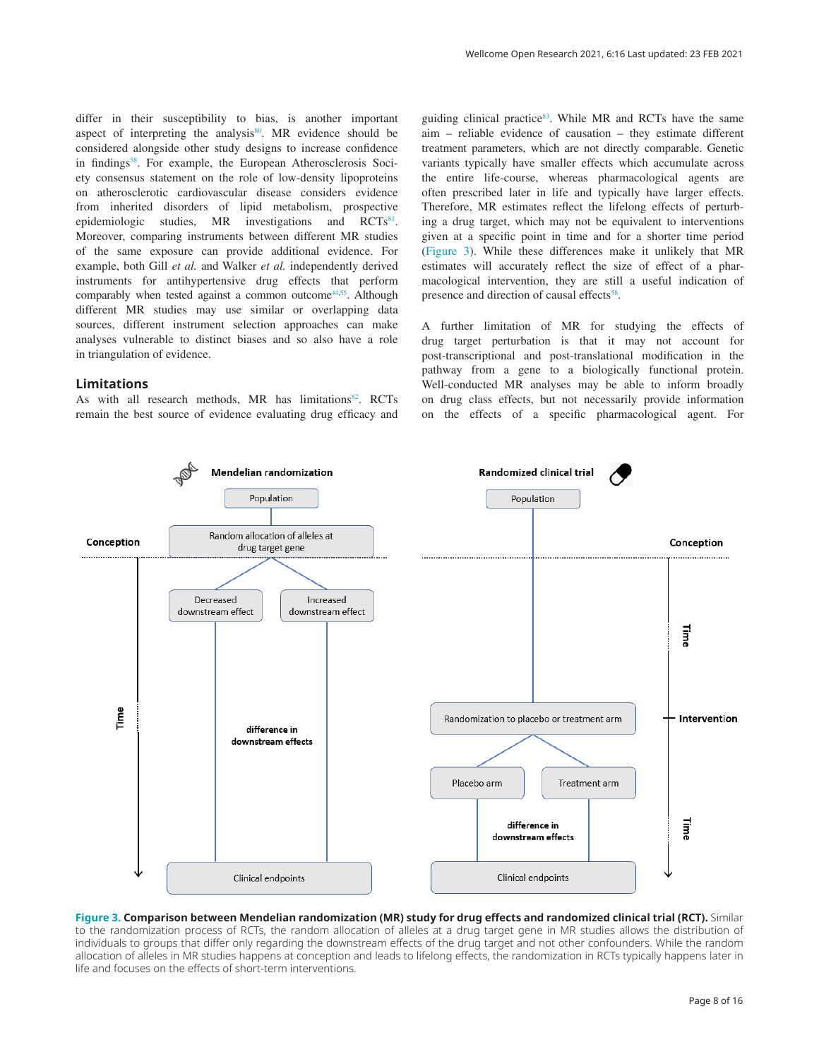differ in their susceptibility to bias, is another important aspect of interpreting the analysis[80]. MR evidence should be considered alongside other study designs to increase confidence in findings[58]. For example, the European Atherosclerosis Society consensus statement on the role of low-density lipoproteins on atherosclerotic cardiovascular disease considers evidence from inherited disorders of lipid metabolism, prospective epidemiologic studies, MR investigations and RCTs[81]. Moreover, comparing instruments between different MR studies of the same exposure can provide additional evidence. For example, both Gill *et al.* and Walker *et al.* independently derived instruments for antihypertensive drug effects that perform comparably when tested against a common outcome[44,55]. Although different MR studies may use similar or overlapping data sources, different instrument selection approaches can make analyses vulnerable to distinct biases and so also have a role in triangulation of evidence.

## Limitations

As with all research methods, MR has limitations[82]. RCTs remain the best source of evidence evaluating drug efficacy and guiding clinical practice[83]. While MR and RCTs have the same aim – reliable evidence of causation – they estimate different treatment parameters, which are not directly comparable. Genetic variants typically have smaller effects which accumulate across the entire life-course, whereas pharmacological agents are often prescribed later in life and typically have larger effects. Therefore, MR estimates reflect the lifelong effects of perturbing a drug target, which may not be equivalent to interventions given at a specific point in time and for a shorter time period (Figure 3). While these differences make it unlikely that MR estimates will accurately reflect the size of effect of a pharmacological intervention, they are still a useful indication of presence and direction of causal effects[58].

A further limitation of MR for studying the effects of drug target perturbation is that it may not account for post-transcriptional and post-translational modification in the pathway from a gene to a biologically functional protein. Well-conducted MR analyses may be able to inform broadly on drug class effects, but not necessarily provide information on the effects of a specific pharmacological agent. For

**Figure 3. Comparison between Mendelian randomization (MR) study for drug effects and randomized clinical trial (RCT).** Similar to the randomization process of RCTs, the random allocation of alleles at a drug target gene in MR studies allows the distribution of individuals to groups that differ only regarding the downstream effects of the drug target and not other confounders. While the random allocation of alleles in MR studies happens at conception and leads to lifelong effects, the randomization in RCTs typically happens later in life and focuses on the effects of short-term interventions.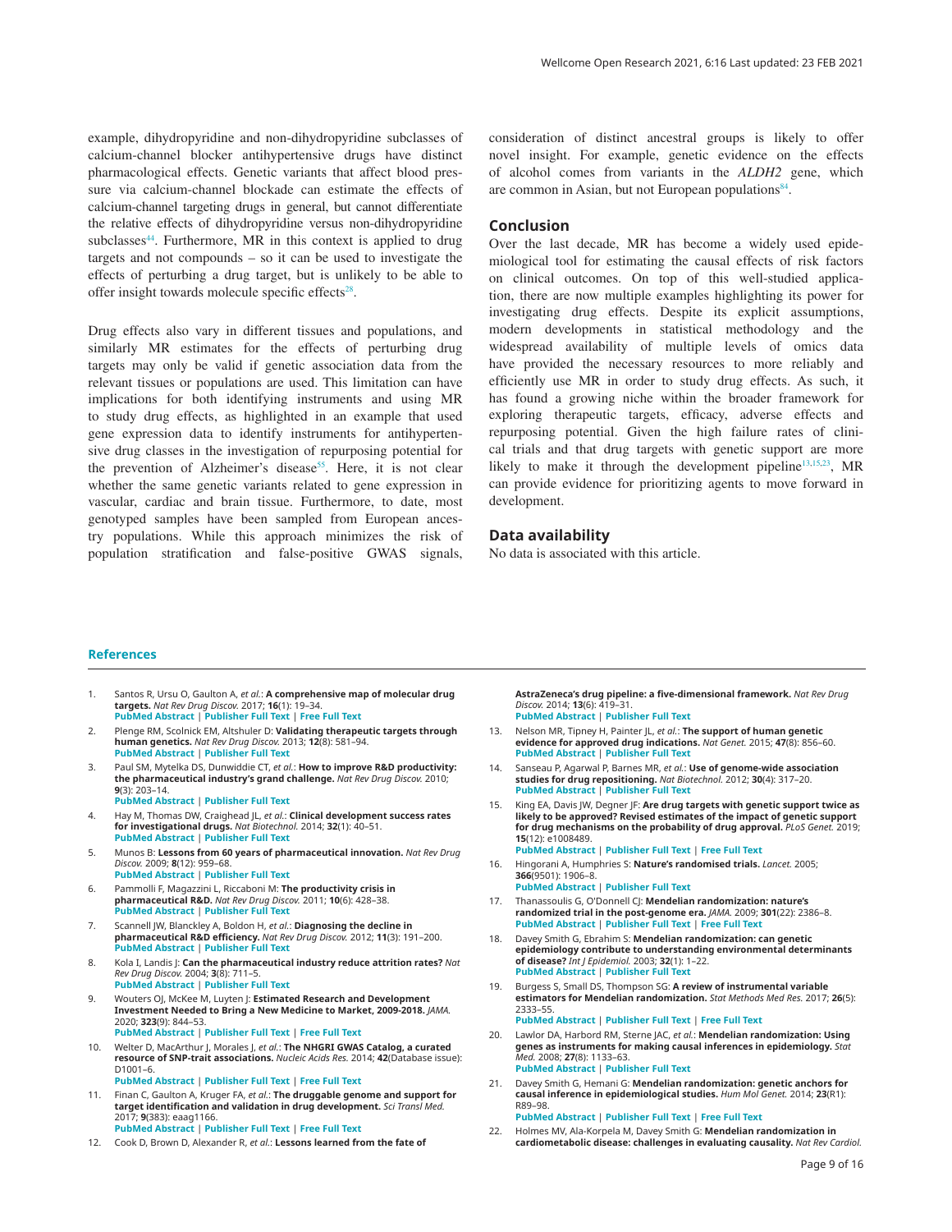example, dihydropyridine and non-dihydropyridine subclasses of calcium-channel blocker antihypertensive drugs have distinct pharmacological effects. Genetic variants that affect blood pressure via calcium-channel blockade can estimate the effects of calcium-channel targeting drugs in general, but cannot differentiate the relative effects of dihydropyridine versus non-dihydropyridine subclasses[44]. Furthermore, MR in this context is applied to drug targets and not compounds – so it can be used to investigate the effects of perturbing a drug target, but is unlikely to be able to offer insight towards molecule specific effects[28].

Drug effects also vary in different tissues and populations, and similarly MR estimates for the effects of perturbing drug targets may only be valid if genetic association data from the relevant tissues or populations are used. This limitation can have implications for both identifying instruments and using MR to study drug effects, as highlighted in an example that used gene expression data to identify instruments for antihypertensive drug classes in the investigation of repurposing potential for the prevention of Alzheimer's disease[55]. Here, it is not clear whether the same genetic variants related to gene expression in vascular, cardiac and brain tissue. Furthermore, to date, most genotyped samples have been sampled from European ancestry populations. While this approach minimizes the risk of population stratification and false-positive GWAS signals, consideration of distinct ancestral groups is likely to offer novel insight. For example, genetic evidence on the effects of alcohol comes from variants in the *ALDH2* gene, which are common in Asian, but not European populations[84].

## Conclusion

Over the last decade, MR has become a widely used epidemiological tool for estimating the causal effects of risk factors on clinical outcomes. On top of this well-studied application, there are now multiple examples highlighting its power for investigating drug effects. Despite its explicit assumptions, modern developments in statistical methodology and the widespread availability of multiple levels of omics data have provided the necessary resources to more reliably and efficiently use MR in order to study drug effects. As such, it has found a growing niche within the broader framework for exploring therapeutic targets, efficacy, adverse effects and repurposing potential. Given the high failure rates of clinical trials and that drug targets with genetic support are more likely to make it through the development pipeline[13,15,23], MR can provide evidence for prioritizing agents to move forward in development.

## Data availability

No data is associated with this article.

## References

1. Santos R, Ursu O, Gaulton A, *et al.*: **A comprehensive map of molecular drug targets.** *Nat Rev Drug Discov.* 2017; **16**(1): 19–34.
   PubMed Abstract | Publisher Full Text | Free Full Text
2. Plenge RM, Scolnick EM, Altshuler D: **Validating therapeutic targets through human genetics.** *Nat Rev Drug Discov.* 2013; **12**(8): 581–94.
   PubMed Abstract | Publisher Full Text
3. Paul SM, Mytelka DS, Dunwiddie CT, *et al.*: **How to improve R&D productivity: the pharmaceutical industry's grand challenge.** *Nat Rev Drug Discov.* 2010; **9**(3): 203–14.
   PubMed Abstract | Publisher Full Text
4. Hay M, Thomas DW, Craighead JL, *et al.*: **Clinical development success rates for investigational drugs.** *Nat Biotechnol.* 2014; **32**(1): 40–51.
   PubMed Abstract | Publisher Full Text
5. Munos B: **Lessons from 60 years of pharmaceutical innovation.** *Nat Rev Drug Discov.* 2009; **8**(12): 959–68.
   PubMed Abstract | Publisher Full Text
6. Pammolli F, Magazzini L, Riccaboni M: **The productivity crisis in pharmaceutical R&D.** *Nat Rev Drug Discov.* 2011; **10**(6): 428–38.
   PubMed Abstract | Publisher Full Text
7. Scannell JW, Blanckley A, Boldon H, *et al.*: **Diagnosing the decline in pharmaceutical R&D efficiency.** *Nat Rev Drug Discov.* 2012; **11**(3): 191–200.
   PubMed Abstract | Publisher Full Text
8. Kola I, Landis J: **Can the pharmaceutical industry reduce attrition rates?** *Nat Rev Drug Discov.* 2004; **3**(8): 711–5.
   PubMed Abstract | Publisher Full Text
9. Wouters OJ, McKee M, Luyten J: **Estimated Research and Development Investment Needed to Bring a New Medicine to Market, 2009-2018.** *JAMA.* 2020; **323**(9): 844–53.
   PubMed Abstract | Publisher Full Text | Free Full Text
10. Welter D, MacArthur J, Morales J, *et al.*: **The NHGRI GWAS Catalog, a curated resource of SNP-trait associations.** *Nucleic Acids Res.* 2014; **42**(Database issue): D1001–6.
    PubMed Abstract | Publisher Full Text | Free Full Text
11. Finan C, Gaulton A, Kruger FA, *et al.*: **The druggable genome and support for target identification and validation in drug development.** *Sci Transl Med.* 2017; **9**(383): eaag1166.
    PubMed Abstract | Publisher Full Text | Free Full Text
12. Cook D, Brown D, Alexander R, *et al.*: **Lessons learned from the fate of AstraZeneca's drug pipeline: a five-dimensional framework.** *Nat Rev Drug Discov.* 2014; **13**(6): 419–31.
    PubMed Abstract | Publisher Full Text
13. Nelson MR, Tipney H, Painter JL, *et al.*: **The support of human genetic evidence for approved drug indications.** *Nat Genet.* 2015; **47**(8): 856–60.
    PubMed Abstract | Publisher Full Text
14. Sanseau P, Agarwal P, Barnes MR, *et al.*: **Use of genome-wide association studies for drug repositioning.** *Nat Biotechnol.* 2012; **30**(4): 317–20.
    PubMed Abstract | Publisher Full Text
15. King EA, Davis JW, Degner JF: **Are drug targets with genetic support twice as likely to be approved? Revised estimates of the impact of genetic support for drug mechanisms on the probability of drug approval.** *PLoS Genet.* 2019; **15**(12): e1008489.
    PubMed Abstract | Publisher Full Text | Free Full Text
16. Hingorani A, Humphries S: **Nature's randomised trials.** *Lancet.* 2005; **366**(9501): 1906–8.
    PubMed Abstract | Publisher Full Text
17. Thanassoulis G, O'Donnell CJ: **Mendelian randomization: nature's randomized trial in the post-genome era.** *JAMA.* 2009; **301**(22): 2386–8.
    PubMed Abstract | Publisher Full Text | Free Full Text
18. Davey Smith G, Ebrahim S: **Mendelian randomization: can genetic epidemiology contribute to understanding environmental determinants of disease?** *Int J Epidemiol.* 2003; **32**(1): 1–22.
    PubMed Abstract | Publisher Full Text
19. Burgess S, Small DS, Thompson SG: **A review of instrumental variable estimators for Mendelian randomization.** *Stat Methods Med Res.* 2017; **26**(5): 2333–55.
    PubMed Abstract | Publisher Full Text | Free Full Text
20. Lawlor DA, Harbord RM, Sterne JAC, *et al.*: **Mendelian randomization: Using genes as instruments for making causal inferences in epidemiology.** *Stat Med.* 2008; **27**(8): 1133–63.
    PubMed Abstract | Publisher Full Text
21. Davey Smith G, Hemani G: **Mendelian randomization: genetic anchors for causal inference in epidemiological studies.** *Hum Mol Genet.* 2014; **23**(R1): R89–98.
    PubMed Abstract | Publisher Full Text | Free Full Text
22. Holmes MV, Ala-Korpela M, Davey Smith G: **Mendelian randomization in cardiometabolic disease: challenges in evaluating causality.** *Nat Rev Cardiol.*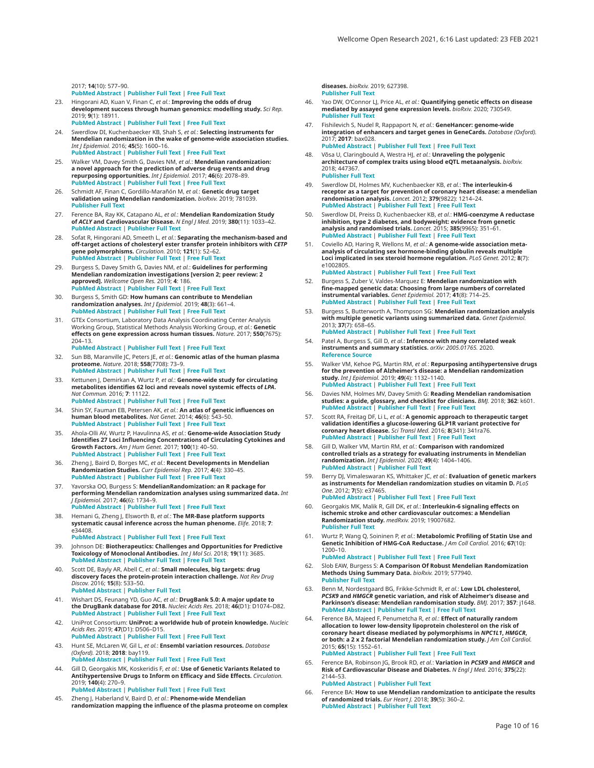2017; **14**(10): 577–90.
PubMed Abstract | Publisher Full Text | Free Full Text

23. Hingorani AD, Kuan V, Finan C, *et al.*: **Improving the odds of drug development success through human genomics: modelling study.** *Sci Rep.* 2019; **9**(1): 18911.
PubMed Abstract | Publisher Full Text | Free Full Text

24. Swerdlow DI, Kuchenbaecker KB, Shah S, *et al.*: **Selecting instruments for Mendelian randomization in the wake of genome-wide association studies.** *Int J Epidemiol.* 2016; **45**(5): 1600–16.
PubMed Abstract | Publisher Full Text | Free Full Text

25. Walker VM, Davey Smith G, Davies NM, *et al.*: **Mendelian randomization: a novel approach for the prediction of adverse drug events and drug repurposing opportunities.** *Int J Epidemiol.* 2017; **46**(6): 2078–89.
PubMed Abstract | Publisher Full Text | Free Full Text

26. Schmidt AF, Finan C, Gordillo-Marañón M, *et al.*: **Genetic drug target validation using Mendelian randomization.** *bioRxiv.* 2019; 781039.
Publisher Full Text

27. Ference BA, Ray KK, Catapano AL, *et al.*: **Mendelian Randomization Study of *ACLY* and Cardiovascular Disease.** *N Engl J Med.* 2019; **380**(11): 1033–42.
PubMed Abstract | Publisher Full Text

28. Sofat R, Hingorani AD, Smeeth L, *et al.*: **Separating the mechanism-based and off-target actions of cholesteryl ester transfer protein inhibitors with *CETP* gene polymorphisms.** *Circulation.* 2010; **121**(1): 52–62.
PubMed Abstract | Publisher Full Text | Free Full Text

29. Burgess S, Davey Smith G, Davies NM, *et al.*: **Guidelines for performing Mendelian randomization investigations [version 2; peer review: 2 approved].** *Wellcome Open Res.* 2019; **4**: 186.
PubMed Abstract | Publisher Full Text | Free Full Text

30. Burgess S, Smith GD: **How humans can contribute to Mendelian randomization analyses.** *Int J Epidemiol.* 2019; **48**(3): 661–4.
PubMed Abstract | Publisher Full Text | Free Full Text

31. GTEx Consortium, Laboratory Data Analysis Coordinating Center Analysis Working Group, Statistical Methods Analysis Working Group, *et al.*: **Genetic effects on gene expression across human tissues.** *Nature.* 2017; **550**(7675): 204–13.
PubMed Abstract | Publisher Full Text | Free Full Text

32. Sun BB, Maranville JC, Peters JE, *et al.*: **Genomic atlas of the human plasma proteome.** *Nature.* 2018; **558**(7708): 73–9.
PubMed Abstract | Publisher Full Text | Free Full Text

33. Kettunen J, Demirkan A, Wurtz P, *et al.*: **Genome-wide study for circulating metabolites identifies 62 loci and reveals novel systemic effects of *LPA*.** *Nat Commun.* 2016; **7**: 11122.
PubMed Abstract | Publisher Full Text | Free Full Text

34. Shin SY, Fauman EB, Petersen AK, *et al.*: **An atlas of genetic influences on human blood metabolites.** *Nat Genet.* 2014; **46**(6): 543–50.
PubMed Abstract | Publisher Full Text | Free Full Text

35. Ahola-Olli AV, Wurtz P, Havulinna AS, *et al.*: **Genome-wide Association Study Identifies 27 Loci Influencing Concentrations of Circulating Cytokines and Growth Factors.** *Am J Hum Genet.* 2017; **100**(1): 40–50.
PubMed Abstract | Publisher Full Text | Free Full Text

36. Zheng J, Baird D, Borges MC, *et al.*: **Recent Developments in Mendelian Randomization Studies.** *Curr Epidemiol Rep.* 2017; **4**(4): 330–45.
PubMed Abstract | Publisher Full Text | Free Full Text

37. Yavorska OO, Burgess S: **MendelianRandomization: an R package for performing Mendelian randomization analyses using summarized data.** *Int J Epidemiol.* 2017; **46**(6): 1734–9.
PubMed Abstract | Publisher Full Text | Free Full Text

38. Hemani G, Zheng J, Elsworth B, *et al.*: **The MR-Base platform supports systematic causal inference across the human phenome.** *Elife.* 2018; **7**: e34408.
PubMed Abstract | Publisher Full Text | Free Full Text

39. Johnson DE: **Biotherapeutics: Challenges and Opportunities for Predictive Toxicology of Monoclonal Antibodies.** *Int J Mol Sci.* 2018; **19**(11): 3685.
PubMed Abstract | Publisher Full Text | Free Full Text

40. Scott DE, Bayly AR, Abell C, *et al.*: **Small molecules, big targets: drug discovery faces the protein-protein interaction challenge.** *Nat Rev Drug Discov.* 2016; **15**(8): 533–50.
PubMed Abstract | Publisher Full Text

41. Wishart DS, Feunang YD, Guo AC, *et al.*: **DrugBank 5.0: A major update to the DrugBank database for 2018.** *Nucleic Acids Res.* 2018; **46**(D1): D1074–D82.
PubMed Abstract | Publisher Full Text | Free Full Text

42. UniProt Consortium: **UniProt: a worldwide hub of protein knowledge.** *Nucleic Acids Res.* 2019; **47**(D1): D506–D15.
PubMed Abstract | Publisher Full Text | Free Full Text

43. Hunt SE, McLaren W, Gil L, *et al.*: **Ensembl variation resources.** *Database (Oxford).* 2018; **2018**: bay119.
PubMed Abstract | Publisher Full Text | Free Full Text

44. Gill D, Georgakis MK, Koskeridis F, *et al.*: **Use of Genetic Variants Related to Antihypertensive Drugs to Inform on Efficacy and Side Effects.** *Circulation.* 2019; **140**(4): 270–9.
PubMed Abstract | Publisher Full Text | Free Full Text

45. Zheng J, Haberland V, Baird D, *et al.*: **Phenome-wide Mendelian randomization mapping the influence of the plasma proteome on complex diseases.** *bioRxiv.* 2019; 627398.
Publisher Full Text

46. Yao DW, O'Connor LJ, Price AL, *et al.*: **Quantifying genetic effects on disease mediated by assayed gene expression levels.** *bioRxiv.* 2020; 730549.
Publisher Full Text

47. Fishilevich S, Nudel R, Rappaport N, *et al.*: **GeneHancer: genome-wide integration of enhancers and target genes in GeneCards.** *Database (Oxford).* 2017; **2017**: bax028.
PubMed Abstract | Publisher Full Text | Free Full Text

48. Võsa U, Claringbould A, Westra HJ, *et al.*: **Unraveling the polygenic architecture of complex traits using blood eQTL metaanalysis.** *bioRxiv.* 2018; 447367.
Publisher Full Text

49. Swerdlow DI, Holmes MV, Kuchenbaecker KB, *et al.*: **The interleukin-6 receptor as a target for prevention of coronary heart disease: a mendelian randomisation analysis.** *Lancet.* 2012; **379**(9822): 1214–24.
PubMed Abstract | Publisher Full Text | Free Full Text

50. Swerdlow DI, Preiss D, Kuchenbaecker KB, *et al.*: **HMG-coenzyme A reductase inhibition, type 2 diabetes, and bodyweight: evidence from genetic analysis and randomised trials.** *Lancet.* 2015; **385**(9965): 351–61.
PubMed Abstract | Publisher Full Text | Free Full Text

51. Coviello AD, Haring R, Wellons M, *et al.*: **A genome-wide association meta-analysis of circulating sex hormone-binding globulin reveals multiple Loci implicated in sex steroid hormone regulation.** *PLoS Genet.* 2012; **8**(7): e1002805.
PubMed Abstract | Publisher Full Text | Free Full Text

52. Burgess S, Zuber V, Valdes-Marquez E: **Mendelian randomization with fine-mapped genetic data: Choosing from large numbers of correlated instrumental variables.** *Genet Epidemiol.* 2017; **41**(8): 714–25.
PubMed Abstract | Publisher Full Text | Free Full Text

53. Burgess S, Butterworth A, Thompson SG: **Mendelian randomization analysis with multiple genetic variants using summarized data.** *Genet Epidemiol.* 2013; **37**(7): 658–65.
PubMed Abstract | Publisher Full Text | Free Full Text

54. Patel A, Burgess S, Gill D, *et al.*: **Inference with many correlated weak instruments and summary statistics.** *arXiv: 2005.01765.* 2020.
Reference Source

55. Walker VM, Kehoe PG, Martin RM, *et al.*: **Repurposing antihypertensive drugs for the prevention of Alzheimer's disease: a Mendelian randomization study.** *Int J Epidemiol.* 2019; **49**(4): 1132–1140.
PubMed Abstract | Publisher Full Text | Free Full Text

56. Davies NM, Holmes MV, Davey Smith G: **Reading Mendelian randomisation studies: a guide, glossary, and checklist for clinicians.** *BMJ.* 2018; **362**: k601.
PubMed Abstract | Publisher Full Text | Free Full Text

57. Scott RA, Freitag DF, Li L, *et al.*: **A genomic approach to therapeutic target validation identifies a glucose-lowering GLP1R variant protective for coronary heart disease.** *Sci Transl Med.* 2016; **8**(341): 341ra76.
PubMed Abstract | Publisher Full Text | Free Full Text

58. Gill D, Walker VM, Martin RM, *et al.*: **Comparison with randomized controlled trials as a strategy for evaluating instruments in Mendelian randomization.** *Int J Epidemiol.* 2020; **49**(4): 1404–1406.
PubMed Abstract | Publisher Full Text

59. Berry DJ, Vimaleswaran KS, Whittaker JC, *et al.*: **Evaluation of genetic markers as instruments for Mendelian randomization studies on vitamin D.** *PLoS One.* 2012; **7**(5): e37465.
PubMed Abstract | Publisher Full Text | Free Full Text

60. Georgakis MK, Malik R, Gill DK, *et al.*: **Interleukin-6 signaling effects on ischemic stroke and other cardiovascular outcomes: a Mendelian Randomization study.** *medRxiv.* 2019; 19007682.
Publisher Full Text

61. Wurtz P, Wang Q, Soininen P, *et al.*: **Metabolomic Profiling of Statin Use and Genetic Inhibition of HMG-CoA Reductase.** *J Am Coll Cardiol.* 2016; **67**(10): 1200–10.
PubMed Abstract | Publisher Full Text | Free Full Text

62. Slob EAW, Burgess S: **A Comparison Of Robust Mendelian Randomization Methods Using Summary Data.** *bioRxiv.* 2019; 577940.
Publisher Full Text

63. Benn M, Nordestgaard BG, Frikke-Schmidt R, *et al.*: **Low LDL cholesterol, *PCSK9* and *HMGCR* genetic variation, and risk of Alzheimer's disease and Parkinson's disease: Mendelian randomisation study.** *BMJ.* 2017; **357**: j1648.
PubMed Abstract | Publisher Full Text | Free Full Text

64. Ference BA, Majeed F, Penumetcha R, *et al.*: **Effect of naturally random allocation to lower low-density lipoprotein cholesterol on the risk of coronary heart disease mediated by polymorphisms in *NPC1L1*, *HMGCR*, or both: a 2 x 2 factorial Mendelian randomization study.** *J Am Coll Cardiol.* 2015; **65**(15): 1552–61.
PubMed Abstract | Publisher Full Text | Free Full Text

65. Ference BA, Robinson JG, Brook RD, *et al.*: **Variation in *PCSK9* and *HMGCR* and Risk of Cardiovascular Disease and Diabetes.** *N Engl J Med.* 2016; **375**(22): 2144–53.
PubMed Abstract | Publisher Full Text

66. Ference BA: **How to use Mendelian randomization to anticipate the results of randomized trials.** *Eur Heart J.* 2018; **39**(5): 360–2.
PubMed Abstract | Publisher Full Text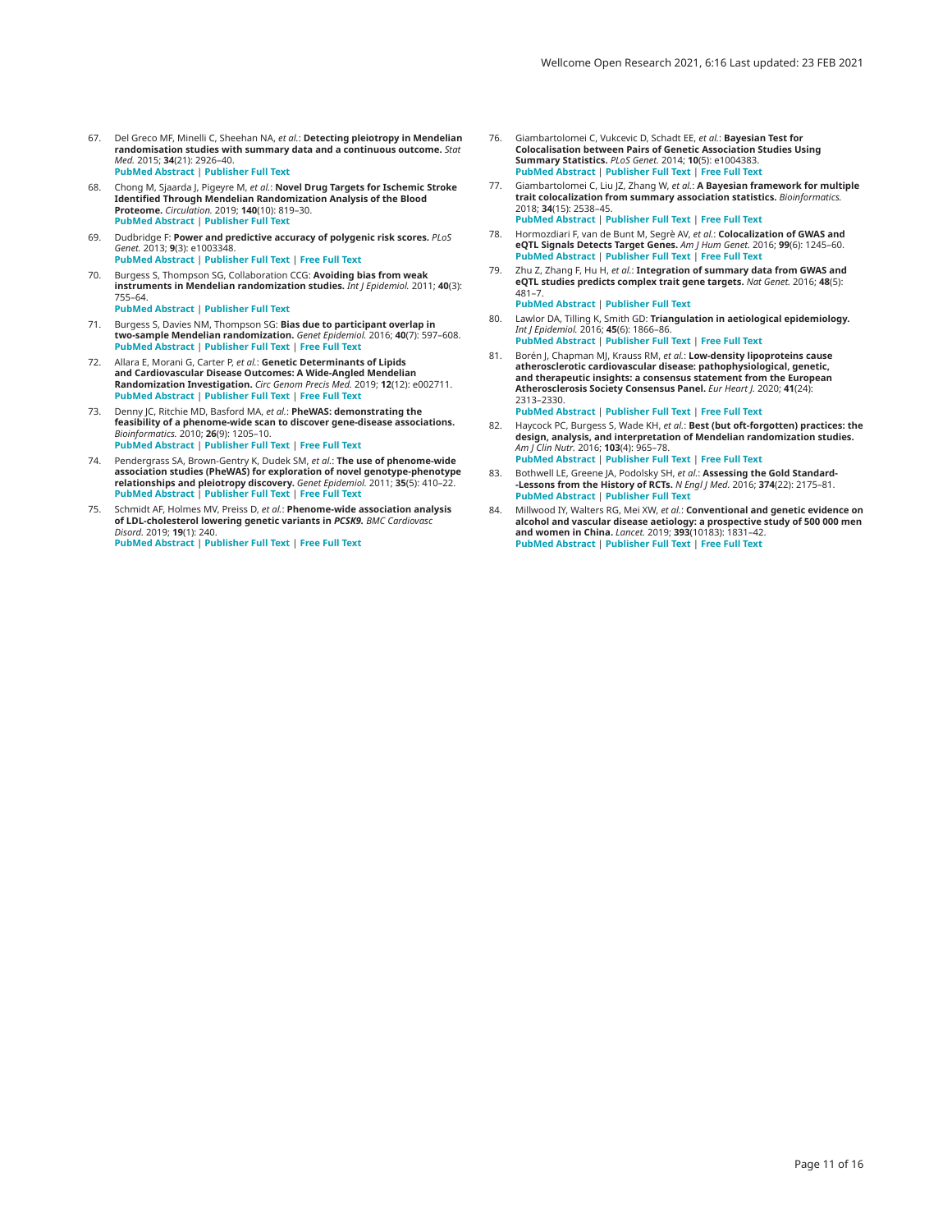67. Del Greco MF, Minelli C, Sheehan NA, *et al.*: **Detecting pleiotropy in Mendelian randomisation studies with summary data and a continuous outcome.** *Stat Med.* 2015; **34**(21): 2926–40.
**PubMed Abstract** | **Publisher Full Text**

68. Chong M, Sjaarda J, Pigeyre M, *et al.*: **Novel Drug Targets for Ischemic Stroke Identified Through Mendelian Randomization Analysis of the Blood Proteome.** *Circulation.* 2019; **140**(10): 819–30.
**PubMed Abstract** | **Publisher Full Text**

69. Dudbridge F: **Power and predictive accuracy of polygenic risk scores.** *PLoS Genet.* 2013; **9**(3): e1003348.
**PubMed Abstract** | **Publisher Full Text** | **Free Full Text**

70. Burgess S, Thompson SG, Collaboration CCG: **Avoiding bias from weak instruments in Mendelian randomization studies.** *Int J Epidemiol.* 2011; **40**(3): 755–64.
**PubMed Abstract** | **Publisher Full Text**

71. Burgess S, Davies NM, Thompson SG: **Bias due to participant overlap in two-sample Mendelian randomization.** *Genet Epidemiol.* 2016; **40**(7): 597–608.
**PubMed Abstract** | **Publisher Full Text** | **Free Full Text**

72. Allara E, Morani G, Carter P, *et al.*: **Genetic Determinants of Lipids and Cardiovascular Disease Outcomes: A Wide-Angled Mendelian Randomization Investigation.** *Circ Genom Precis Med.* 2019; **12**(12): e002711.
**PubMed Abstract** | **Publisher Full Text** | **Free Full Text**

73. Denny JC, Ritchie MD, Basford MA, *et al.*: **PheWAS: demonstrating the feasibility of a phenome-wide scan to discover gene-disease associations.** *Bioinformatics.* 2010; **26**(9): 1205–10.
**PubMed Abstract** | **Publisher Full Text** | **Free Full Text**

74. Pendergrass SA, Brown-Gentry K, Dudek SM, *et al.*: **The use of phenome-wide association studies (PheWAS) for exploration of novel genotype-phenotype relationships and pleiotropy discovery.** *Genet Epidemiol.* 2011; **35**(5): 410–22.
**PubMed Abstract** | **Publisher Full Text** | **Free Full Text**

75. Schmidt AF, Holmes MV, Preiss D, *et al.*: **Phenome-wide association analysis of LDL-cholesterol lowering genetic variants in *PCSK9*.** *BMC Cardiovasc Disord.* 2019; **19**(1): 240.
**PubMed Abstract** | **Publisher Full Text** | **Free Full Text**

76. Giambartolomei C, Vukcevic D, Schadt EE, *et al.*: **Bayesian Test for Colocalisation between Pairs of Genetic Association Studies Using Summary Statistics.** *PLoS Genet.* 2014; **10**(5): e1004383.
**PubMed Abstract** | **Publisher Full Text** | **Free Full Text**

77. Giambartolomei C, Liu JZ, Zhang W, *et al.*: **A Bayesian framework for multiple trait colocalization from summary association statistics.** *Bioinformatics.* 2018; **34**(15): 2538–45.
**PubMed Abstract** | **Publisher Full Text** | **Free Full Text**

78. Hormozdiari F, van de Bunt M, Segrè AV, *et al.*: **Colocalization of GWAS and eQTL Signals Detects Target Genes.** *Am J Hum Genet.* 2016; **99**(6): 1245–60.
**PubMed Abstract** | **Publisher Full Text** | **Free Full Text**

79. Zhu Z, Zhang F, Hu H, *et al.*: **Integration of summary data from GWAS and eQTL studies predicts complex trait gene targets.** *Nat Genet.* 2016; **48**(5): 481–7.
**PubMed Abstract** | **Publisher Full Text**

80. Lawlor DA, Tilling K, Smith GD: **Triangulation in aetiological epidemiology.** *Int J Epidemiol.* 2016; **45**(6): 1866–86.
**PubMed Abstract** | **Publisher Full Text** | **Free Full Text**

81. Borén J, Chapman MJ, Krauss RM, *et al.*: **Low-density lipoproteins cause atherosclerotic cardiovascular disease: pathophysiological, genetic, and therapeutic insights: a consensus statement from the European Atherosclerosis Society Consensus Panel.** *Eur Heart J.* 2020; **41**(24): 2313–2330.
**PubMed Abstract** | **Publisher Full Text** | **Free Full Text**

82. Haycock PC, Burgess S, Wade KH, *et al.*: **Best (but oft-forgotten) practices: the design, analysis, and interpretation of Mendelian randomization studies.** *Am J Clin Nutr.* 2016; **103**(4): 965–78.
**PubMed Abstract** | **Publisher Full Text** | **Free Full Text**

83. Bothwell LE, Greene JA, Podolsky SH, *et al.*: **Assessing the Gold Standard--Lessons from the History of RCTs.** *N Engl J Med.* 2016; **374**(22): 2175–81.
**PubMed Abstract** | **Publisher Full Text**

84. Millwood IY, Walters RG, Mei XW, *et al.*: **Conventional and genetic evidence on alcohol and vascular disease aetiology: a prospective study of 500 000 men and women in China.** *Lancet.* 2019; **393**(10183): 1831–42.
**PubMed Abstract** | **Publisher Full Text** | **Free Full Text**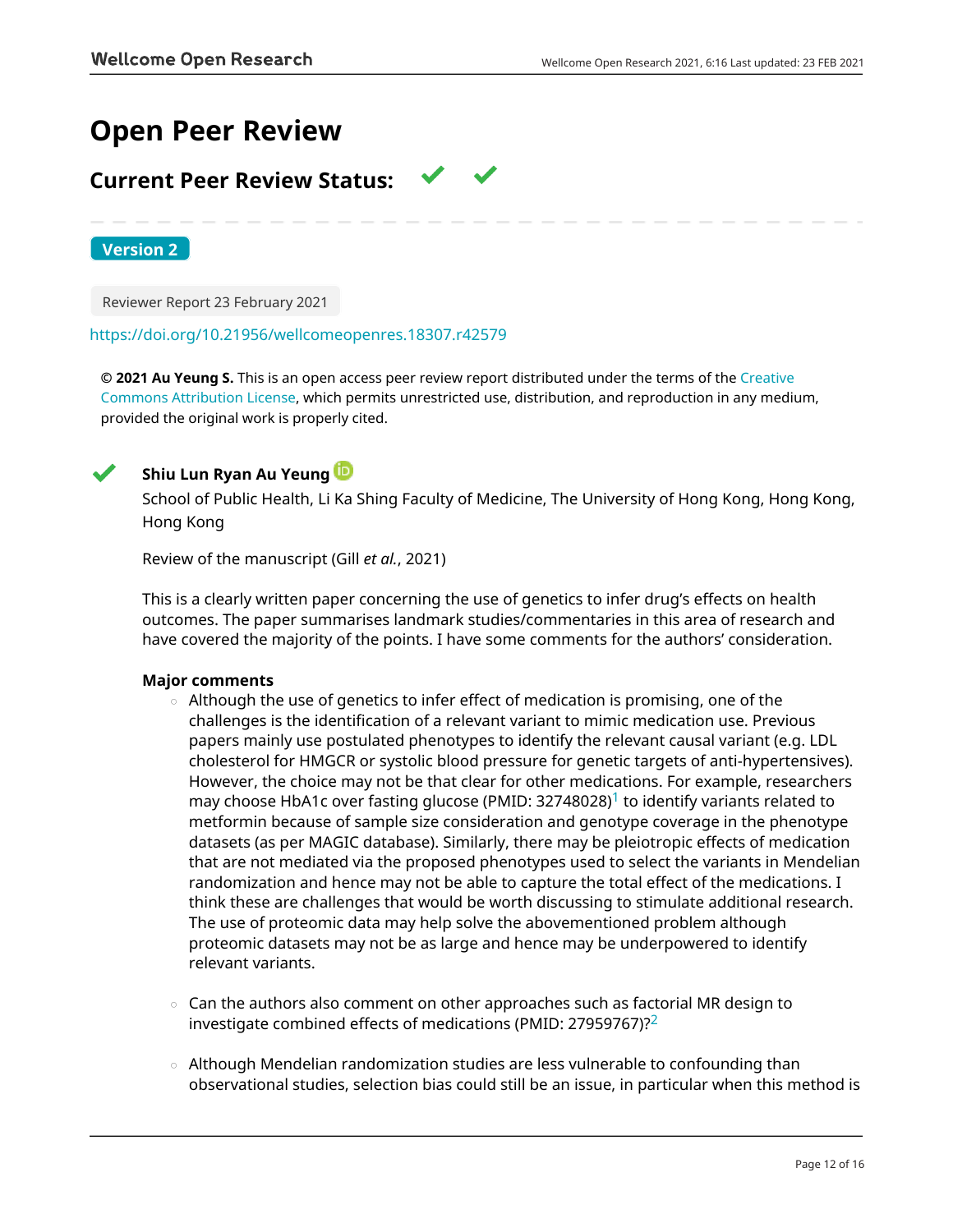# Open Peer Review

## Current Peer Review Status: ✔ ✔

**Version 2**

Reviewer Report 23 February 2021

https://doi.org/10.21956/wellcomeopenres.18307.r42579

**© 2021 Au Yeung S.** This is an open access peer review report distributed under the terms of the Creative Commons Attribution License, which permits unrestricted use, distribution, and reproduction in any medium, provided the original work is properly cited.

✔ **Shiu Lun Ryan Au Yeung**

School of Public Health, Li Ka Shing Faculty of Medicine, The University of Hong Kong, Hong Kong, Hong Kong

Review of the manuscript (Gill *et al.*, 2021)

This is a clearly written paper concerning the use of genetics to infer drug's effects on health outcomes. The paper summarises landmark studies/commentaries in this area of research and have covered the majority of the points. I have some comments for the authors' consideration.

**Major comments**

- Although the use of genetics to infer effect of medication is promising, one of the challenges is the identification of a relevant variant to mimic medication use. Previous papers mainly use postulated phenotypes to identify the relevant causal variant (e.g. LDL cholesterol for HMGCR or systolic blood pressure for genetic targets of anti-hypertensives). However, the choice may not be that clear for other medications. For example, researchers may choose HbA1c over fasting glucose (PMID: 32748028)[1] to identify variants related to metformin because of sample size consideration and genotype coverage in the phenotype datasets (as per MAGIC database). Similarly, there may be pleiotropic effects of medication that are not mediated via the proposed phenotypes used to select the variants in Mendelian randomization and hence may not be able to capture the total effect of the medications. I think these are challenges that would be worth discussing to stimulate additional research. The use of proteomic data may help solve the abovementioned problem although proteomic datasets may not be as large and hence may be underpowered to identify relevant variants.

- Can the authors also comment on other approaches such as factorial MR design to investigate combined effects of medications (PMID: 27959767)?[2]

- Although Mendelian randomization studies are less vulnerable to confounding than observational studies, selection bias could still be an issue, in particular when this method is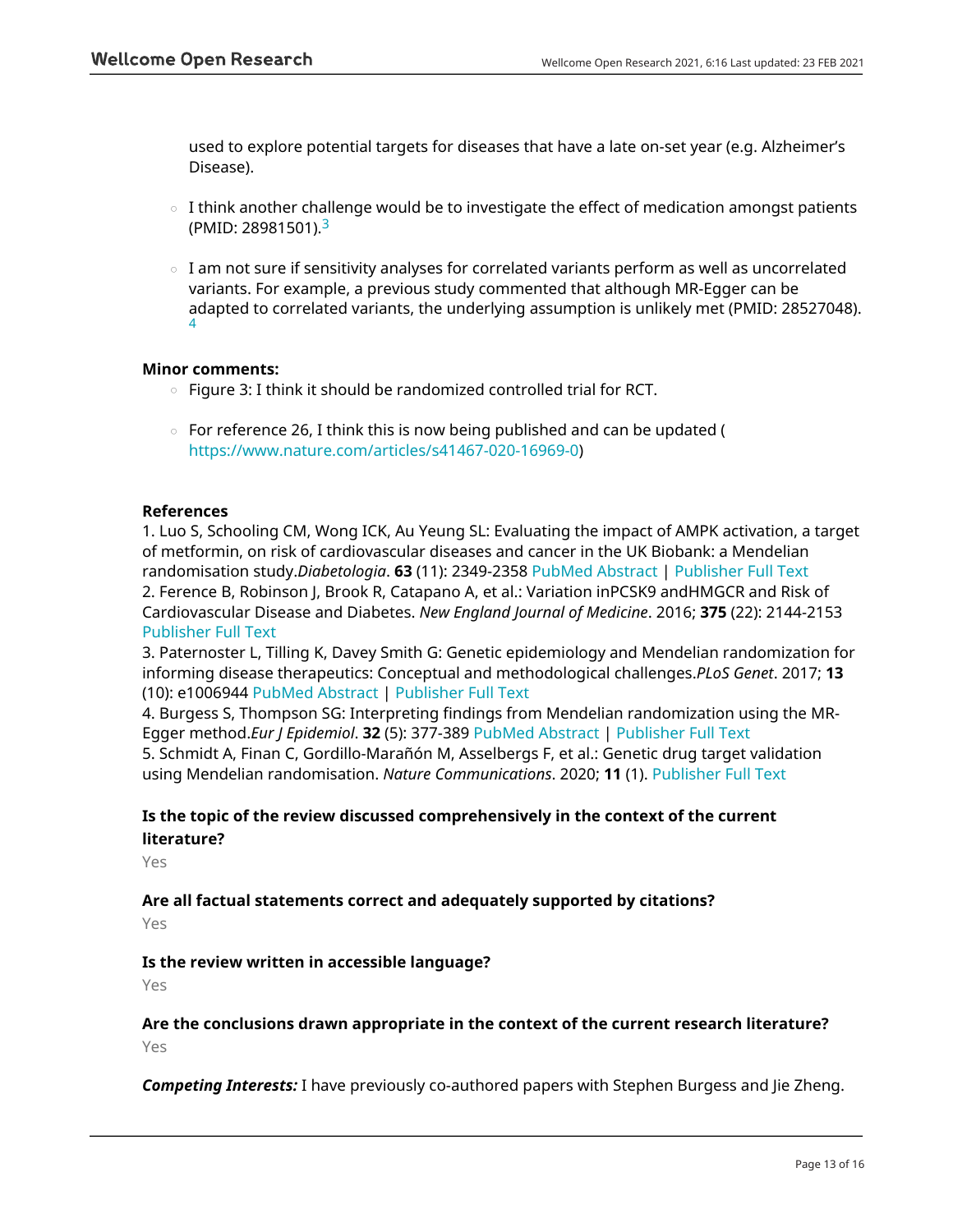used to explore potential targets for diseases that have a late on-set year (e.g. Alzheimer's Disease).

- I think another challenge would be to investigate the effect of medication amongst patients (PMID: 28981501).[3]

- I am not sure if sensitivity analyses for correlated variants perform as well as uncorrelated variants. For example, a previous study commented that although MR-Egger can be adapted to correlated variants, the underlying assumption is unlikely met (PMID: 28527048).[4]

**Minor comments:**

- Figure 3: I think it should be randomized controlled trial for RCT.

- For reference 26, I think this is now being published and can be updated (https://www.nature.com/articles/s41467-020-16969-0)

**References**

1. Luo S, Schooling CM, Wong ICK, Au Yeung SL: Evaluating the impact of AMPK activation, a target of metformin, on risk of cardiovascular diseases and cancer in the UK Biobank: a Mendelian randomisation study.*Diabetologia*. **63** (11): 2349-2358 PubMed Abstract | Publisher Full Text
2. Ference B, Robinson J, Brook R, Catapano A, et al.: Variation inPCSK9 andHMGCR and Risk of Cardiovascular Disease and Diabetes. *New England Journal of Medicine*. 2016; **375** (22): 2144-2153 Publisher Full Text
3. Paternoster L, Tilling K, Davey Smith G: Genetic epidemiology and Mendelian randomization for informing disease therapeutics: Conceptual and methodological challenges.*PLoS Genet*. 2017; **13** (10): e1006944 PubMed Abstract | Publisher Full Text
4. Burgess S, Thompson SG: Interpreting findings from Mendelian randomization using the MR-Egger method.*Eur J Epidemiol*. **32** (5): 377-389 PubMed Abstract | Publisher Full Text
5. Schmidt A, Finan C, Gordillo-Marañón M, Asselbergs F, et al.: Genetic drug target validation using Mendelian randomisation. *Nature Communications*. 2020; **11** (1). Publisher Full Text

**Is the topic of the review discussed comprehensively in the context of the current literature?**

Yes

**Are all factual statements correct and adequately supported by citations?**

Yes

**Is the review written in accessible language?**

Yes

**Are the conclusions drawn appropriate in the context of the current research literature?**

Yes

***Competing Interests:*** I have previously co-authored papers with Stephen Burgess and Jie Zheng.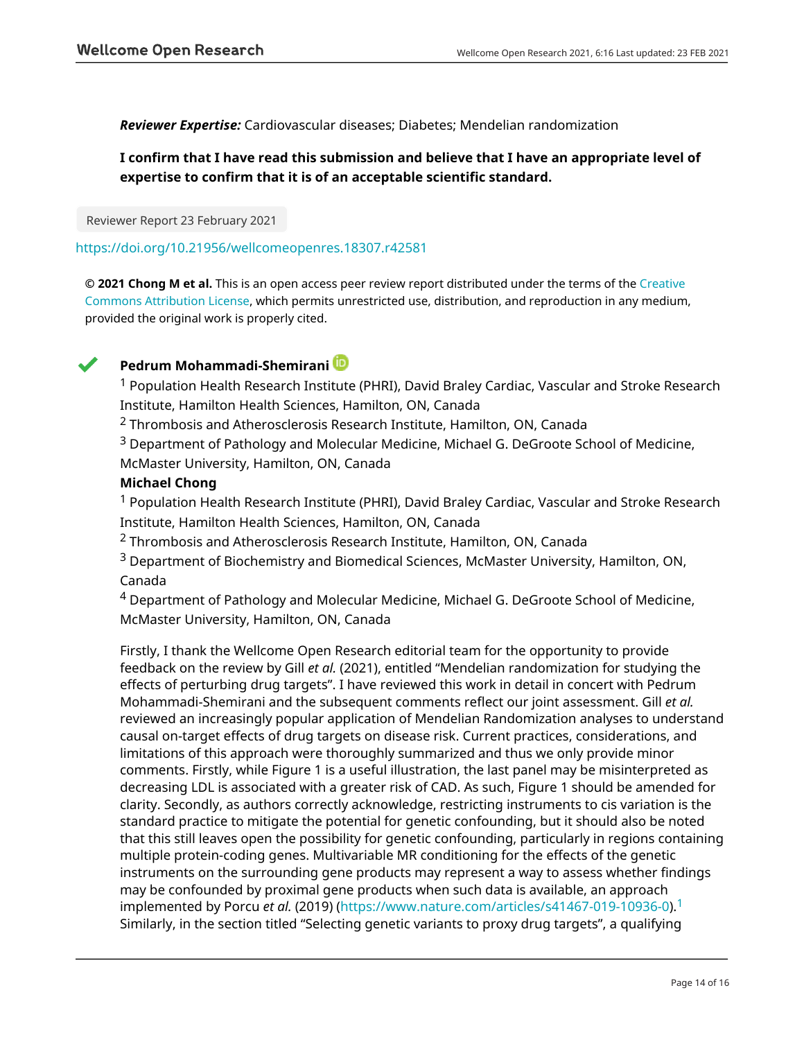***Reviewer Expertise:*** Cardiovascular diseases; Diabetes; Mendelian randomization

**I confirm that I have read this submission and believe that I have an appropriate level of expertise to confirm that it is of an acceptable scientific standard.**

Reviewer Report 23 February 2021

https://doi.org/10.21956/wellcomeopenres.18307.r42581

**© 2021 Chong M et al.** This is an open access peer review report distributed under the terms of the Creative Commons Attribution License, which permits unrestricted use, distribution, and reproduction in any medium, provided the original work is properly cited.

✔ **Pedrum Mohammadi-Shemirani**

[1] Population Health Research Institute (PHRI), David Braley Cardiac, Vascular and Stroke Research Institute, Hamilton Health Sciences, Hamilton, ON, Canada
[2] Thrombosis and Atherosclerosis Research Institute, Hamilton, ON, Canada
[3] Department of Pathology and Molecular Medicine, Michael G. DeGroote School of Medicine, McMaster University, Hamilton, ON, Canada

**Michael Chong**

[1] Population Health Research Institute (PHRI), David Braley Cardiac, Vascular and Stroke Research Institute, Hamilton Health Sciences, Hamilton, ON, Canada
[2] Thrombosis and Atherosclerosis Research Institute, Hamilton, ON, Canada
[3] Department of Biochemistry and Biomedical Sciences, McMaster University, Hamilton, ON, Canada
[4] Department of Pathology and Molecular Medicine, Michael G. DeGroote School of Medicine, McMaster University, Hamilton, ON, Canada

Firstly, I thank the Wellcome Open Research editorial team for the opportunity to provide feedback on the review by Gill *et al.* (2021), entitled "Mendelian randomization for studying the effects of perturbing drug targets". I have reviewed this work in detail in concert with Pedrum Mohammadi-Shemirani and the subsequent comments reflect our joint assessment. Gill *et al.* reviewed an increasingly popular application of Mendelian Randomization analyses to understand causal on-target effects of drug targets on disease risk. Current practices, considerations, and limitations of this approach were thoroughly summarized and thus we only provide minor comments. Firstly, while Figure 1 is a useful illustration, the last panel may be misinterpreted as decreasing LDL is associated with a greater risk of CAD. As such, Figure 1 should be amended for clarity. Secondly, as authors correctly acknowledge, restricting instruments to cis variation is the standard practice to mitigate the potential for genetic confounding, but it should also be noted that this still leaves open the possibility for genetic confounding, particularly in regions containing multiple protein-coding genes. Multivariable MR conditioning for the effects of the genetic instruments on the surrounding gene products may represent a way to assess whether findings may be confounded by proximal gene products when such data is available, an approach implemented by Porcu *et al.* (2019) (https://www.nature.com/articles/s41467-019-10936-0).[1] Similarly, in the section titled "Selecting genetic variants to proxy drug targets", a qualifying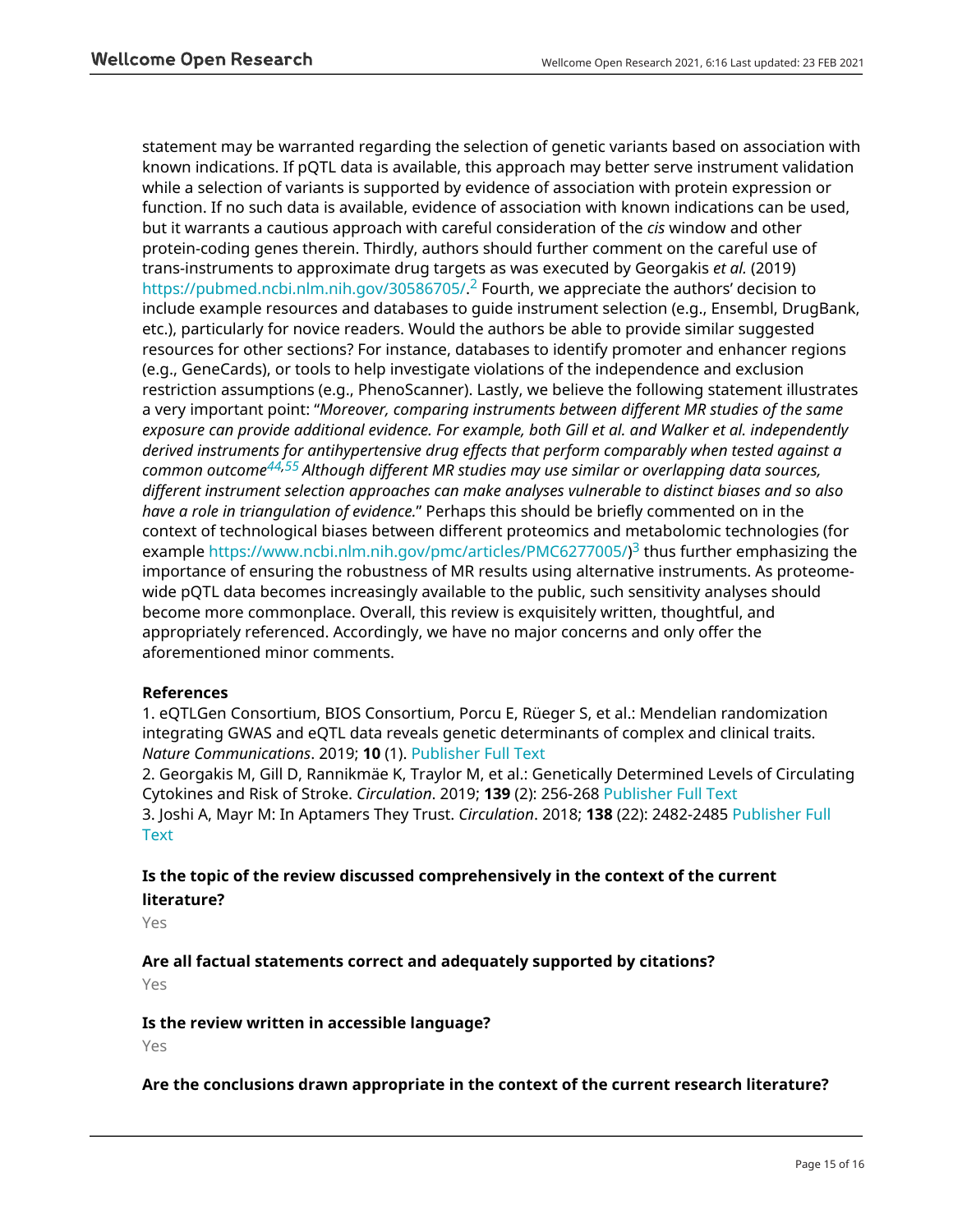statement may be warranted regarding the selection of genetic variants based on association with known indications. If pQTL data is available, this approach may better serve instrument validation while a selection of variants is supported by evidence of association with protein expression or function. If no such data is available, evidence of association with known indications can be used, but it warrants a cautious approach with careful consideration of the *cis* window and other protein-coding genes therein. Thirdly, authors should further comment on the careful use of trans-instruments to approximate drug targets as was executed by Georgakis *et al.* (2019) https://pubmed.ncbi.nlm.nih.gov/30586705/.[2] Fourth, we appreciate the authors' decision to include example resources and databases to guide instrument selection (e.g., Ensembl, DrugBank, etc.), particularly for novice readers. Would the authors be able to provide similar suggested resources for other sections? For instance, databases to identify promoter and enhancer regions (e.g., GeneCards), or tools to help investigate violations of the independence and exclusion restriction assumptions (e.g., PhenoScanner). Lastly, we believe the following statement illustrates a very important point: "*Moreover, comparing instruments between different MR studies of the same exposure can provide additional evidence. For example, both Gill et al. and Walker et al. independently derived instruments for antihypertensive drug effects that perform comparably when tested against a common outcome[44,55] Although different MR studies may use similar or overlapping data sources, different instrument selection approaches can make analyses vulnerable to distinct biases and so also have a role in triangulation of evidence.*" Perhaps this should be briefly commented on in the context of technological biases between different proteomics and metabolomic technologies (for example https://www.ncbi.nlm.nih.gov/pmc/articles/PMC6277005/)[3] thus further emphasizing the importance of ensuring the robustness of MR results using alternative instruments. As proteome-wide pQTL data becomes increasingly available to the public, such sensitivity analyses should become more commonplace. Overall, this review is exquisitely written, thoughtful, and appropriately referenced. Accordingly, we have no major concerns and only offer the aforementioned minor comments.

**References**

1. eQTLGen Consortium, BIOS Consortium, Porcu E, Rüeger S, et al.: Mendelian randomization integrating GWAS and eQTL data reveals genetic determinants of complex and clinical traits. *Nature Communications*. 2019; **10** (1). Publisher Full Text
2. Georgakis M, Gill D, Rannikmäe K, Traylor M, et al.: Genetically Determined Levels of Circulating Cytokines and Risk of Stroke. *Circulation*. 2019; **139** (2): 256-268 Publisher Full Text
3. Joshi A, Mayr M: In Aptamers They Trust. *Circulation*. 2018; **138** (22): 2482-2485 Publisher Full Text

**Is the topic of the review discussed comprehensively in the context of the current literature?**

Yes

**Are all factual statements correct and adequately supported by citations?**

Yes

**Is the review written in accessible language?**

Yes

**Are the conclusions drawn appropriate in the context of the current research literature?**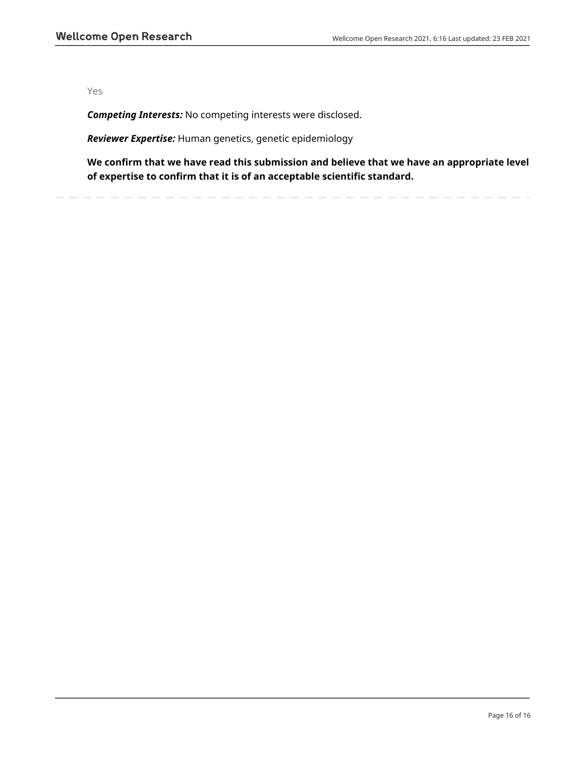Yes

***Competing Interests:*** No competing interests were disclosed.

***Reviewer Expertise:*** Human genetics, genetic epidemiology

**We confirm that we have read this submission and believe that we have an appropriate level of expertise to confirm that it is of an acceptable scientific standard.**